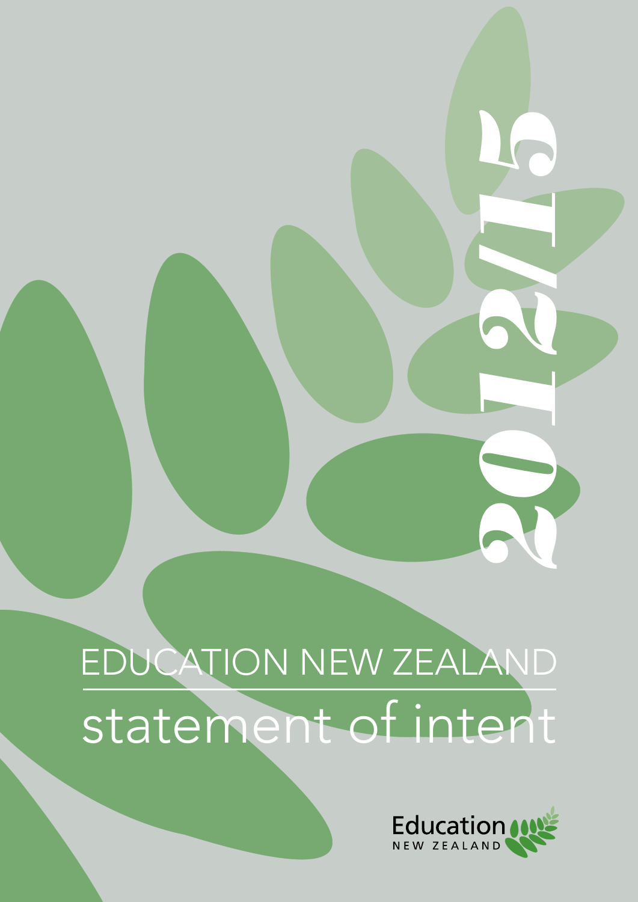2012/15

# EDUCATION NEW ZEALAND

## statement of intent

Education NEW ZEALAND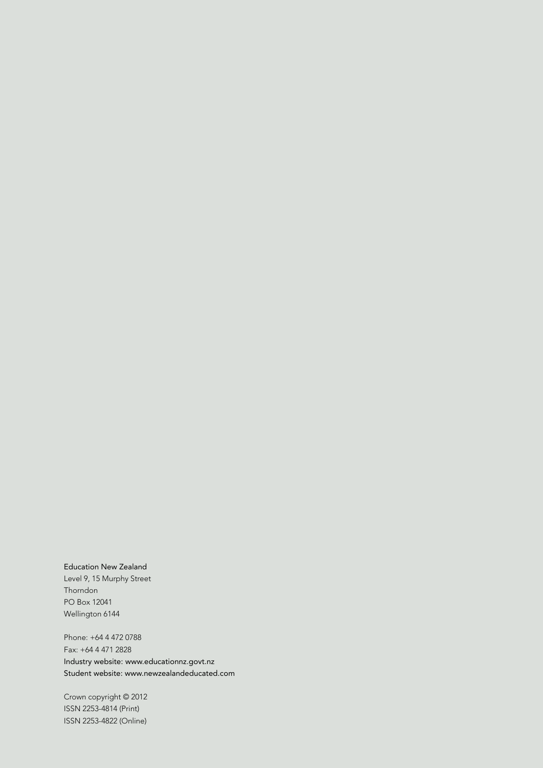Education New Zealand
Level 9, 15 Murphy Street
Thorndon
PO Box 12041
Wellington 6144

Phone: +64 4 472 0788
Fax: +64 4 471 2828
Industry website: www.educationnz.govt.nz
Student website: www.newzealandeducated.com

Crown copyright © 2012
ISSN 2253-4814 (Print)
ISSN 2253-4822 (Online)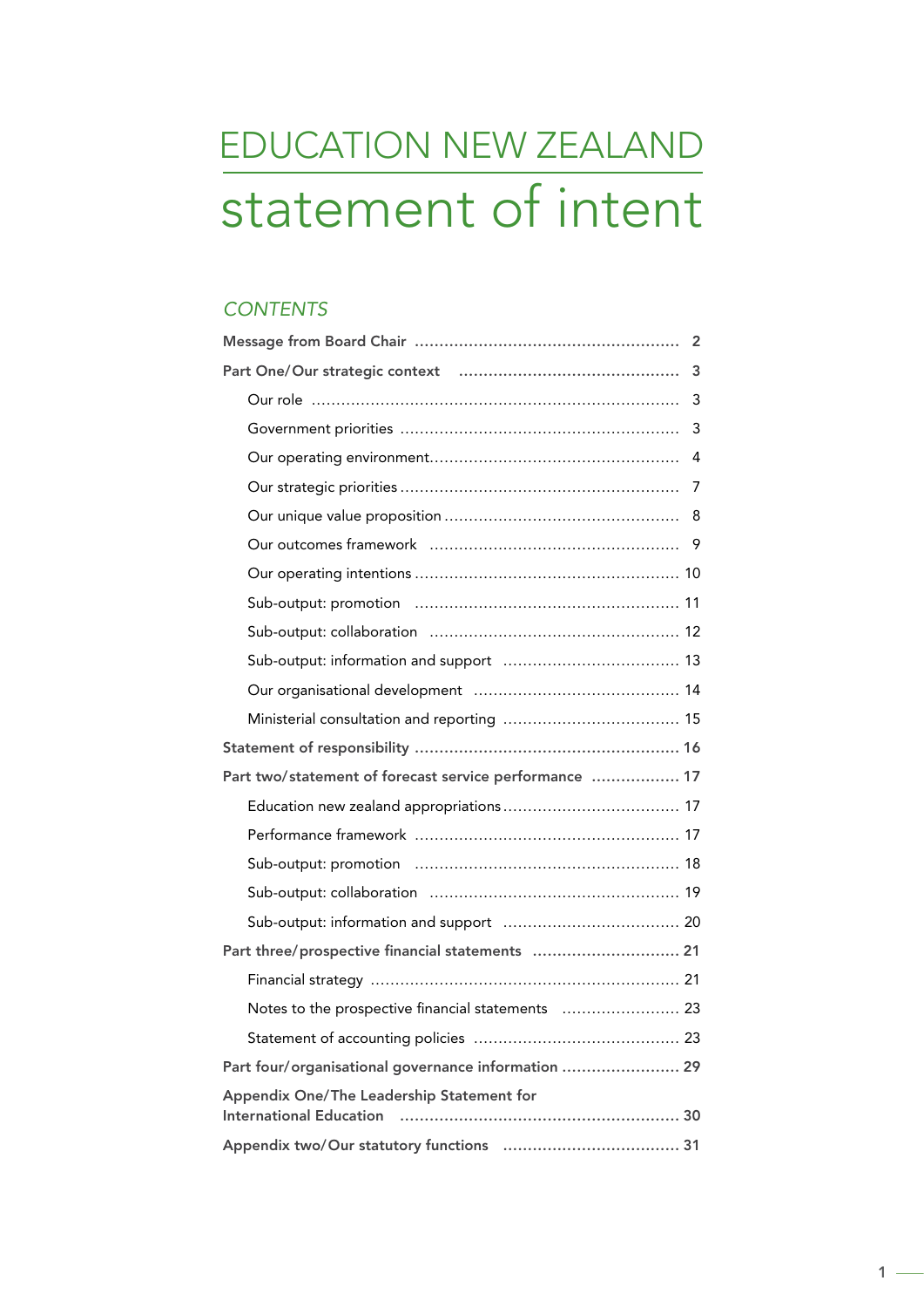# EDUCATION NEW ZEALAND

# statement of intent

## *CONTENTS*

**Message from Board Chair** ........ 2

**Part One/Our strategic context** ........ 3

- Our role ........ 3
- Government priorities ........ 3
- Our operating environment ........ 4
- Our strategic priorities ........ 7
- Our unique value proposition ........ 8
- Our outcomes framework ........ 9
- Our operating intentions ........ 10
- Sub-output: promotion ........ 11
- Sub-output: collaboration ........ 12
- Sub-output: information and support ........ 13
- Our organisational development ........ 14
- Ministerial consultation and reporting ........ 15

**Statement of responsibility** ........ 16

**Part two/statement of forecast service performance** ........ 17

- Education new zealand appropriations ........ 17
- Performance framework ........ 17
- Sub-output: promotion ........ 18
- Sub-output: collaboration ........ 19
- Sub-output: information and support ........ 20

**Part three/prospective financial statements** ........ 21

- Financial strategy ........ 21
- Notes to the prospective financial statements ........ 23
- Statement of accounting policies ........ 23

**Part four/organisational governance information** ........ 29

**Appendix One/The Leadership Statement for International Education** ........ 30

**Appendix two/Our statutory functions** ........ 31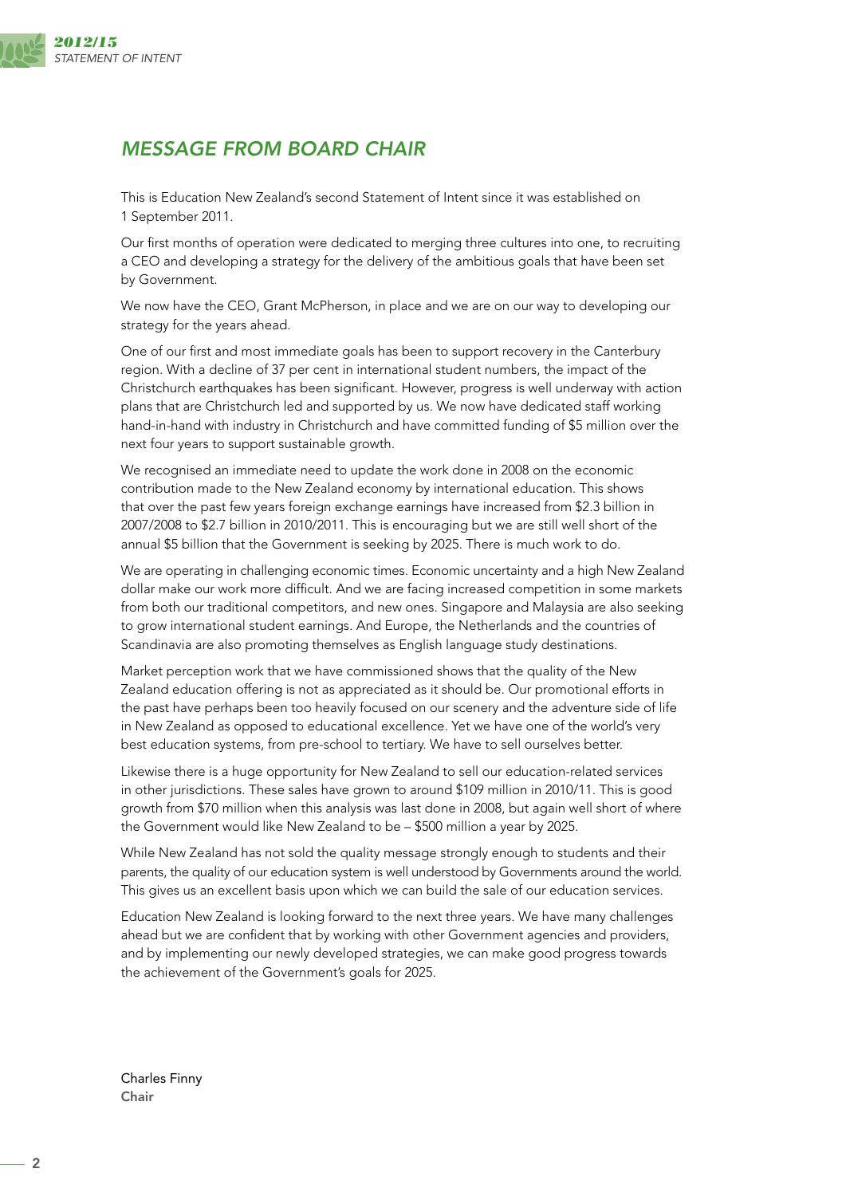## *MESSAGE FROM BOARD CHAIR*

This is Education New Zealand's second Statement of Intent since it was established on 1 September 2011.

Our first months of operation were dedicated to merging three cultures into one, to recruiting a CEO and developing a strategy for the delivery of the ambitious goals that have been set by Government.

We now have the CEO, Grant McPherson, in place and we are on our way to developing our strategy for the years ahead.

One of our first and most immediate goals has been to support recovery in the Canterbury region. With a decline of 37 per cent in international student numbers, the impact of the Christchurch earthquakes has been significant. However, progress is well underway with action plans that are Christchurch led and supported by us. We now have dedicated staff working hand-in-hand with industry in Christchurch and have committed funding of $5 million over the next four years to support sustainable growth.

We recognised an immediate need to update the work done in 2008 on the economic contribution made to the New Zealand economy by international education. This shows that over the past few years foreign exchange earnings have increased from $2.3 billion in 2007/2008 to $2.7 billion in 2010/2011. This is encouraging but we are still well short of the annual $5 billion that the Government is seeking by 2025. There is much work to do.

We are operating in challenging economic times. Economic uncertainty and a high New Zealand dollar make our work more difficult. And we are facing increased competition in some markets from both our traditional competitors, and new ones. Singapore and Malaysia are also seeking to grow international student earnings. And Europe, the Netherlands and the countries of Scandinavia are also promoting themselves as English language study destinations.

Market perception work that we have commissioned shows that the quality of the New Zealand education offering is not as appreciated as it should be. Our promotional efforts in the past have perhaps been too heavily focused on our scenery and the adventure side of life in New Zealand as opposed to educational excellence. Yet we have one of the world's very best education systems, from pre-school to tertiary. We have to sell ourselves better.

Likewise there is a huge opportunity for New Zealand to sell our education-related services in other jurisdictions. These sales have grown to around $109 million in 2010/11. This is good growth from $70 million when this analysis was last done in 2008, but again well short of where the Government would like New Zealand to be – $500 million a year by 2025.

While New Zealand has not sold the quality message strongly enough to students and their parents, the quality of our education system is well understood by Governments around the world. This gives us an excellent basis upon which we can build the sale of our education services.

Education New Zealand is looking forward to the next three years. We have many challenges ahead but we are confident that by working with other Government agencies and providers, and by implementing our newly developed strategies, we can make good progress towards the achievement of the Government's goals for 2025.

Charles Finny
**Chair**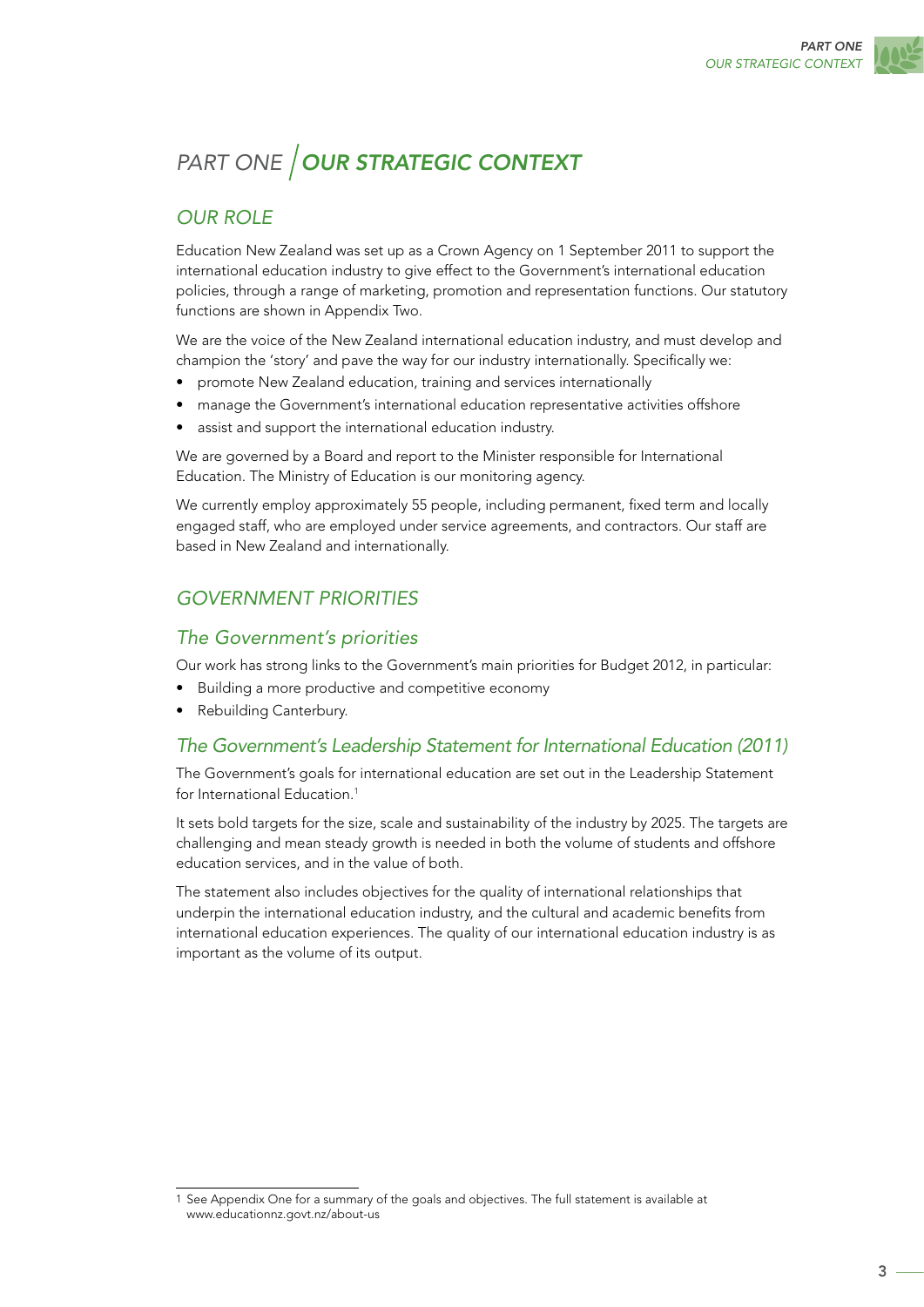# PART ONE | *OUR STRATEGIC CONTEXT*

## *OUR ROLE*

Education New Zealand was set up as a Crown Agency on 1 September 2011 to support the international education industry to give effect to the Government's international education policies, through a range of marketing, promotion and representation functions. Our statutory functions are shown in Appendix Two.

We are the voice of the New Zealand international education industry, and must develop and champion the 'story' and pave the way for our industry internationally. Specifically we:

- promote New Zealand education, training and services internationally
- manage the Government's international education representative activities offshore
- assist and support the international education industry.

We are governed by a Board and report to the Minister responsible for International Education. The Ministry of Education is our monitoring agency.

We currently employ approximately 55 people, including permanent, fixed term and locally engaged staff, who are employed under service agreements, and contractors. Our staff are based in New Zealand and internationally.

## *GOVERNMENT PRIORITIES*

### *The Government's priorities*

Our work has strong links to the Government's main priorities for Budget 2012, in particular:

- Building a more productive and competitive economy
- Rebuilding Canterbury.

### *The Government's Leadership Statement for International Education (2011)*

The Government's goals for international education are set out in the Leadership Statement for International Education.[1]

It sets bold targets for the size, scale and sustainability of the industry by 2025. The targets are challenging and mean steady growth is needed in both the volume of students and offshore education services, and in the value of both.

The statement also includes objectives for the quality of international relationships that underpin the international education industry, and the cultural and academic benefits from international education experiences. The quality of our international education industry is as important as the volume of its output.

---

1 See Appendix One for a summary of the goals and objectives. The full statement is available at www.educationnz.govt.nz/about-us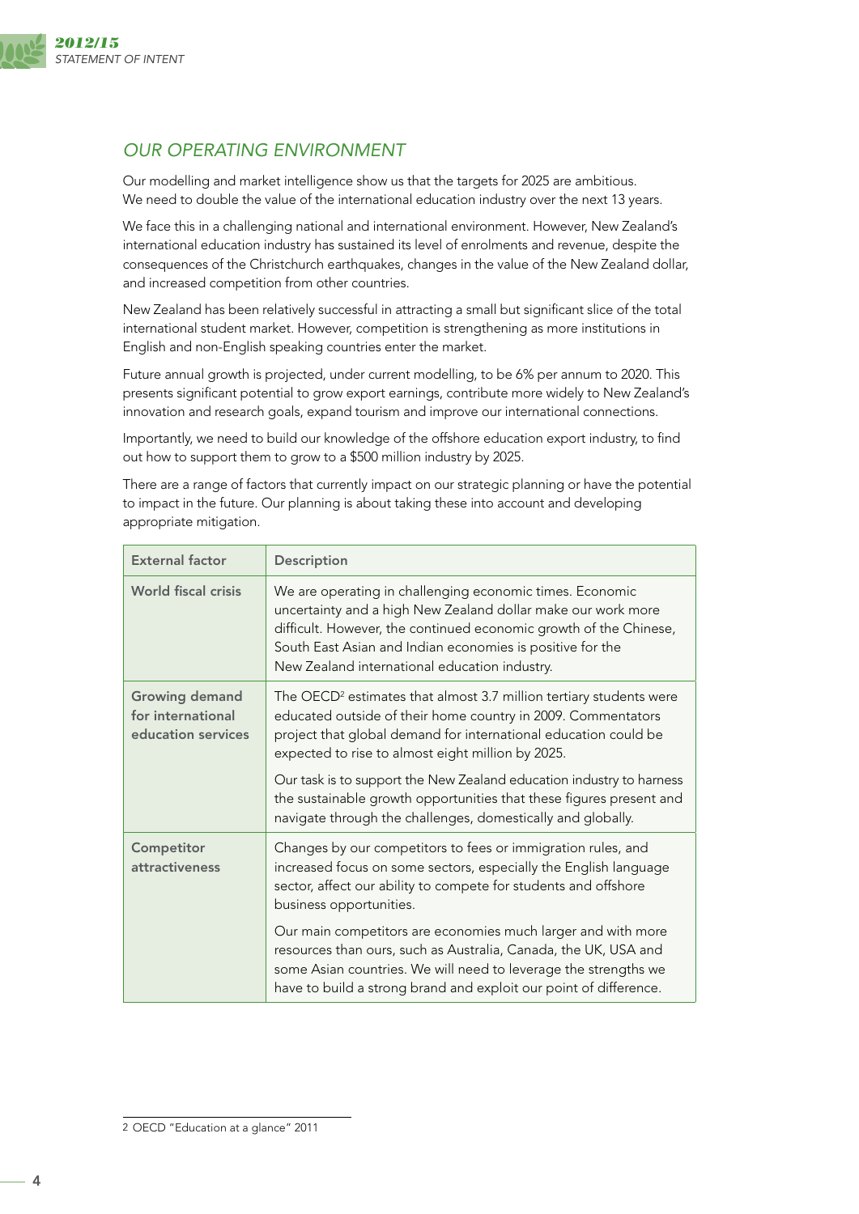## OUR OPERATING ENVIRONMENT

Our modelling and market intelligence show us that the targets for 2025 are ambitious. We need to double the value of the international education industry over the next 13 years.

We face this in a challenging national and international environment. However, New Zealand's international education industry has sustained its level of enrolments and revenue, despite the consequences of the Christchurch earthquakes, changes in the value of the New Zealand dollar, and increased competition from other countries.

New Zealand has been relatively successful in attracting a small but significant slice of the total international student market. However, competition is strengthening as more institutions in English and non-English speaking countries enter the market.

Future annual growth is projected, under current modelling, to be 6% per annum to 2020. This presents significant potential to grow export earnings, contribute more widely to New Zealand's innovation and research goals, expand tourism and improve our international connections.

Importantly, we need to build our knowledge of the offshore education export industry, to find out how to support them to grow to a $500 million industry by 2025.

There are a range of factors that currently impact on our strategic planning or have the potential to impact in the future. Our planning is about taking these into account and developing appropriate mitigation.

| External factor | Description |
|---|---|
| World fiscal crisis | We are operating in challenging economic times. Economic uncertainty and a high New Zealand dollar make our work more difficult. However, the continued economic growth of the Chinese, South East Asian and Indian economies is positive for the New Zealand international education industry. |
| Growing demand for international education services | The OECD[2] estimates that almost 3.7 million tertiary students were educated outside of their home country in 2009. Commentators project that global demand for international education could be expected to rise to almost eight million by 2025.<br><br>Our task is to support the New Zealand education industry to harness the sustainable growth opportunities that these figures present and navigate through the challenges, domestically and globally. |
| Competitor attractiveness | Changes by our competitors to fees or immigration rules, and increased focus on some sectors, especially the English language sector, affect our ability to compete for students and offshore business opportunities.<br><br>Our main competitors are economies much larger and with more resources than ours, such as Australia, Canada, the UK, USA and some Asian countries. We will need to leverage the strengths we have to build a strong brand and exploit our point of difference. |

2 OECD "Education at a glance" 2011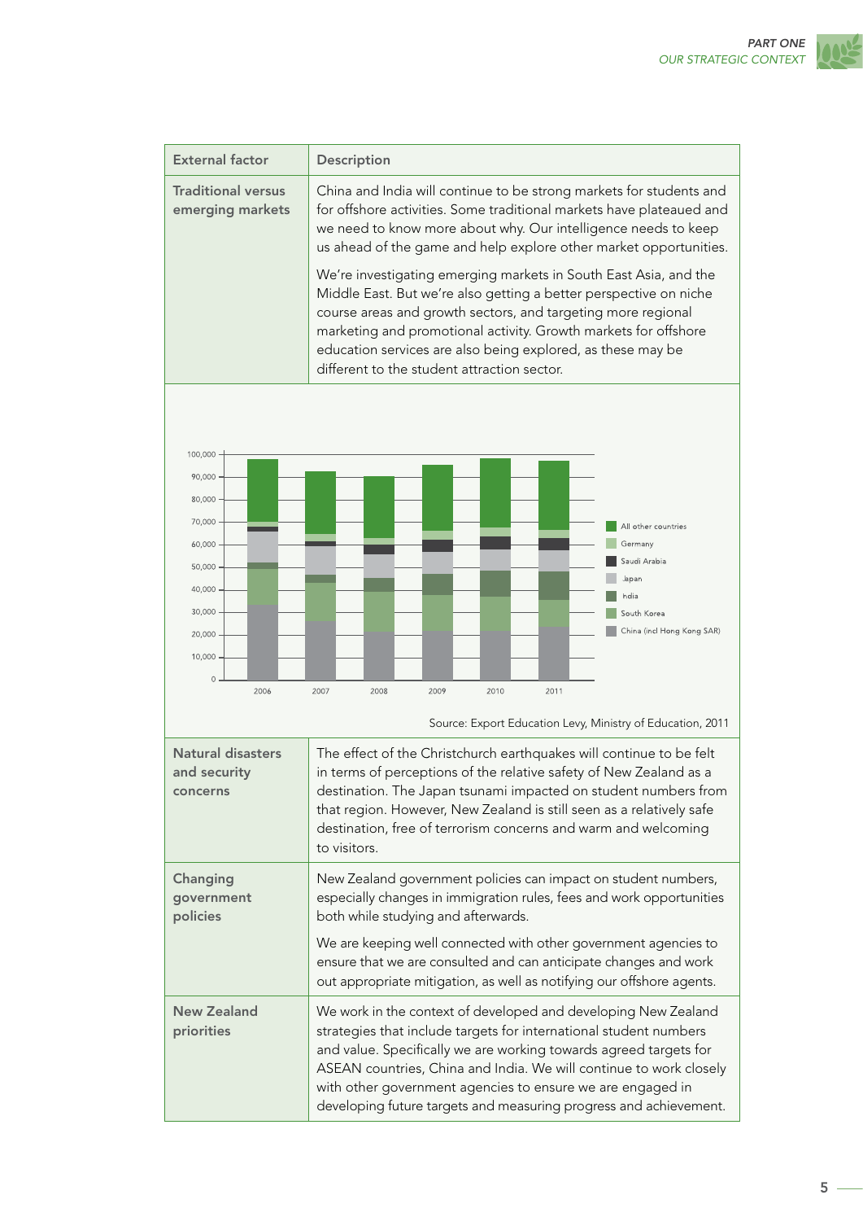| External factor | Description |
|---|---|
| Traditional versus emerging markets | China and India will continue to be strong markets for students and for offshore activities. Some traditional markets have plateaued and we need to know more about why. Our intelligence needs to keep us ahead of the game and help explore other market opportunities.<br><br>We're investigating emerging markets in South East Asia, and the Middle East. But we're also getting a better perspective on niche course areas and growth sectors, and targeting more regional marketing and promotional activity. Growth markets for offshore education services are also being explored, as these may be different to the student attraction sector. |

Legend: All other countries, Germany, Saudi Arabia, Japan, India, South Korea, China (incl Hong Kong SAR)

Years: 2006, 2007, 2008, 2009, 2010, 2011

Source: Export Education Levy, Ministry of Education, 2011

| External factor | Description |
|---|---|
| Natural disasters and security concerns | The effect of the Christchurch earthquakes will continue to be felt in terms of perceptions of the relative safety of New Zealand as a destination. The Japan tsunami impacted on student numbers from that region. However, New Zealand is still seen as a relatively safe destination, free of terrorism concerns and warm and welcoming to visitors. |
| Changing government policies | New Zealand government policies can impact on student numbers, especially changes in immigration rules, fees and work opportunities both while studying and afterwards.<br><br>We are keeping well connected with other government agencies to ensure that we are consulted and can anticipate changes and work out appropriate mitigation, as well as notifying our offshore agents. |
| New Zealand priorities | We work in the context of developed and developing New Zealand strategies that include targets for international student numbers and value. Specifically we are working towards agreed targets for ASEAN countries, China and India. We will continue to work closely with other government agencies to ensure we are engaged in developing future targets and measuring progress and achievement. |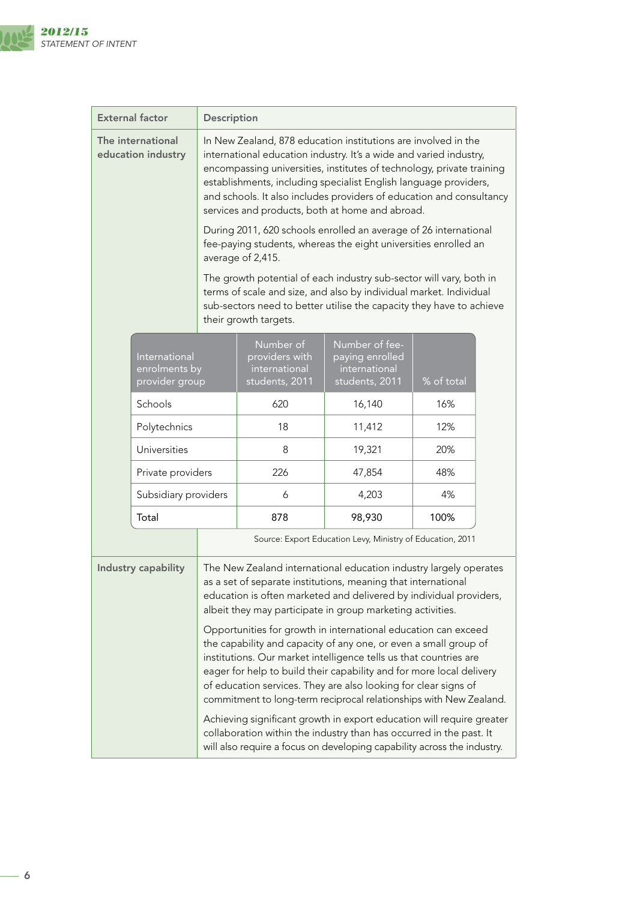| External factor | Description |
| --- | --- |
| The international education industry | In New Zealand, 878 education institutions are involved in the international education industry. It's a wide and varied industry, encompassing universities, institutes of technology, private training establishments, including specialist English language providers, and schools. It also includes providers of education and consultancy services and products, both at home and abroad.<br><br>During 2011, 620 schools enrolled an average of 26 international fee-paying students, whereas the eight universities enrolled an average of 2,415.<br><br>The growth potential of each industry sub-sector will vary, both in terms of scale and size, and also by individual market. Individual sub-sectors need to better utilise the capacity they have to achieve their growth targets. |

| International enrolments by provider group | Number of providers with international students, 2011 | Number of fee-paying enrolled international students, 2011 | % of total |
| --- | --- | --- | --- |
| Schools | 620 | 16,140 | 16% |
| Polytechnics | 18 | 11,412 | 12% |
| Universities | 8 | 19,321 | 20% |
| Private providers | 226 | 47,854 | 48% |
| Subsidiary providers | 6 | 4,203 | 4% |
| Total | 878 | 98,930 | 100% |

Source: Export Education Levy, Ministry of Education, 2011

| External factor | Description |
| --- | --- |
| Industry capability | The New Zealand international education industry largely operates as a set of separate institutions, meaning that international education is often marketed and delivered by individual providers, albeit they may participate in group marketing activities.<br><br>Opportunities for growth in international education can exceed the capability and capacity of any one, or even a small group of institutions. Our market intelligence tells us that countries are eager for help to build their capability and for more local delivery of education services. They are also looking for clear signs of commitment to long-term reciprocal relationships with New Zealand.<br><br>Achieving significant growth in export education will require greater collaboration within the industry than has occurred in the past. It will also require a focus on developing capability across the industry. |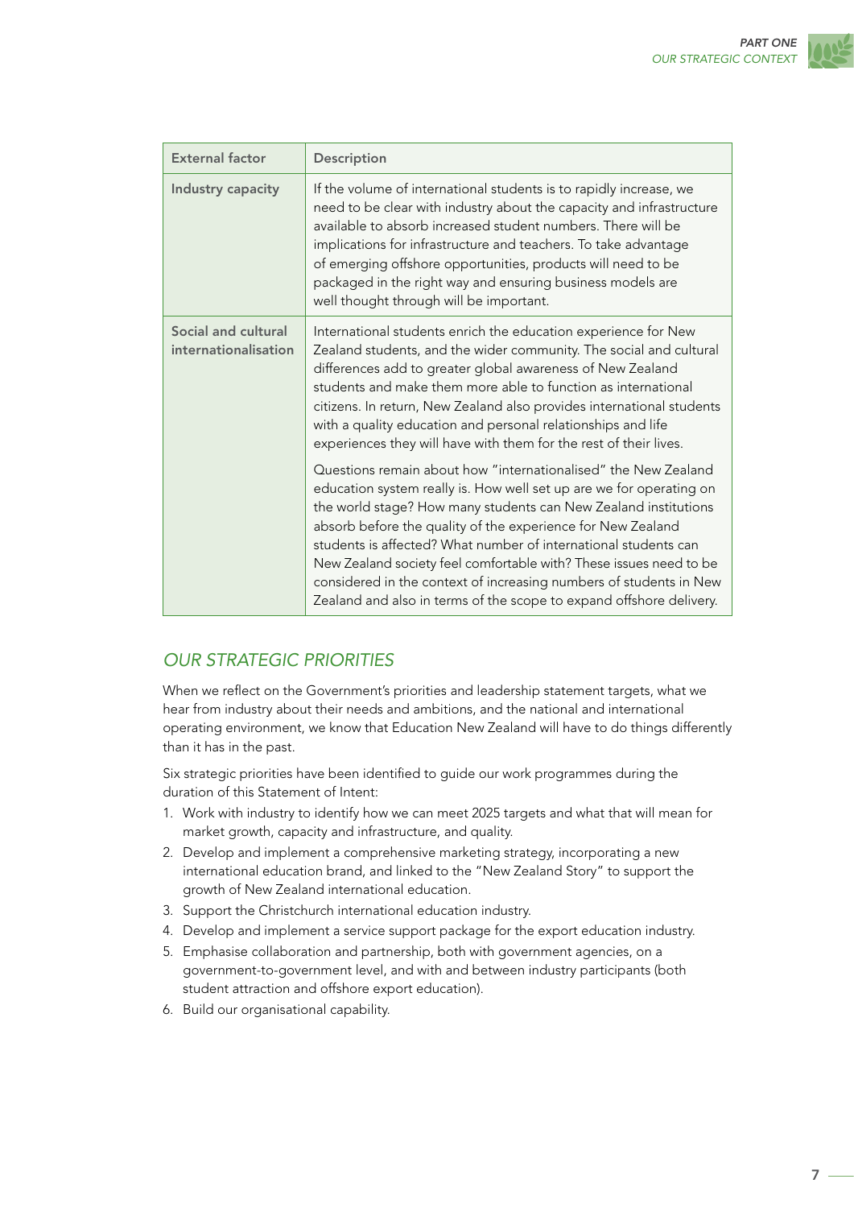| External factor | Description |
|---|---|
| Industry capacity | If the volume of international students is to rapidly increase, we need to be clear with industry about the capacity and infrastructure available to absorb increased student numbers. There will be implications for infrastructure and teachers. To take advantage of emerging offshore opportunities, products will need to be packaged in the right way and ensuring business models are well thought through will be important. |
| Social and cultural internationalisation | International students enrich the education experience for New Zealand students, and the wider community. The social and cultural differences add to greater global awareness of New Zealand students and make them more able to function as international citizens. In return, New Zealand also provides international students with a quality education and personal relationships and life experiences they will have with them for the rest of their lives.<br><br>Questions remain about how "internationalised" the New Zealand education system really is. How well set up are we for operating on the world stage? How many students can New Zealand institutions absorb before the quality of the experience for New Zealand students is affected? What number of international students can New Zealand society feel comfortable with? These issues need to be considered in the context of increasing numbers of students in New Zealand and also in terms of the scope to expand offshore delivery. |

## *OUR STRATEGIC PRIORITIES*

When we reflect on the Government's priorities and leadership statement targets, what we hear from industry about their needs and ambitions, and the national and international operating environment, we know that Education New Zealand will have to do things differently than it has in the past.

Six strategic priorities have been identified to guide our work programmes during the duration of this Statement of Intent:

1. Work with industry to identify how we can meet 2025 targets and what that will mean for market growth, capacity and infrastructure, and quality.
2. Develop and implement a comprehensive marketing strategy, incorporating a new international education brand, and linked to the "New Zealand Story" to support the growth of New Zealand international education.
3. Support the Christchurch international education industry.
4. Develop and implement a service support package for the export education industry.
5. Emphasise collaboration and partnership, both with government agencies, on a government-to-government level, and with and between industry participants (both student attraction and offshore export education).
6. Build our organisational capability.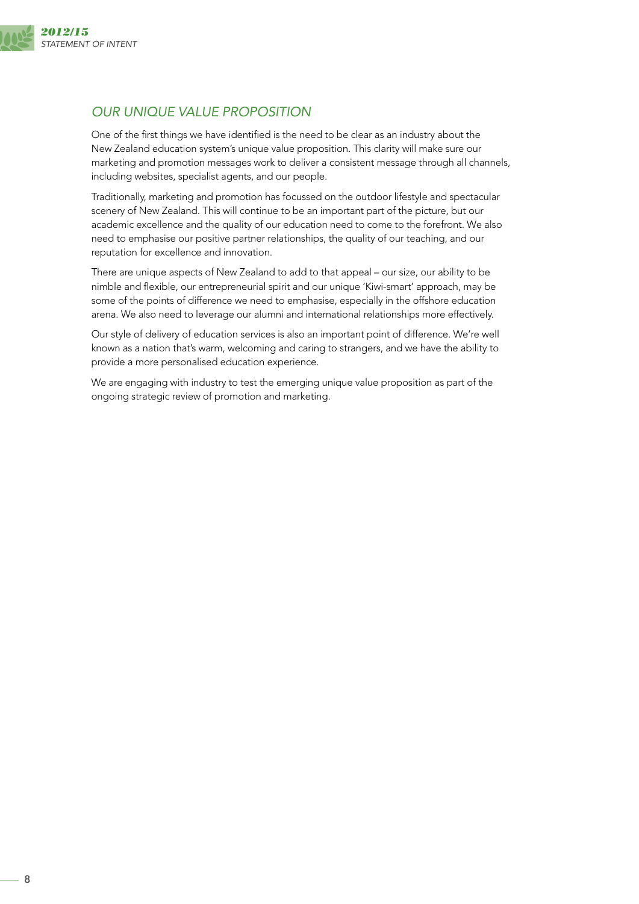## *OUR UNIQUE VALUE PROPOSITION*

One of the first things we have identified is the need to be clear as an industry about the New Zealand education system's unique value proposition. This clarity will make sure our marketing and promotion messages work to deliver a consistent message through all channels, including websites, specialist agents, and our people.

Traditionally, marketing and promotion has focussed on the outdoor lifestyle and spectacular scenery of New Zealand. This will continue to be an important part of the picture, but our academic excellence and the quality of our education need to come to the forefront. We also need to emphasise our positive partner relationships, the quality of our teaching, and our reputation for excellence and innovation.

There are unique aspects of New Zealand to add to that appeal – our size, our ability to be nimble and flexible, our entrepreneurial spirit and our unique 'Kiwi-smart' approach, may be some of the points of difference we need to emphasise, especially in the offshore education arena. We also need to leverage our alumni and international relationships more effectively.

Our style of delivery of education services is also an important point of difference. We're well known as a nation that's warm, welcoming and caring to strangers, and we have the ability to provide a more personalised education experience.

We are engaging with industry to test the emerging unique value proposition as part of the ongoing strategic review of promotion and marketing.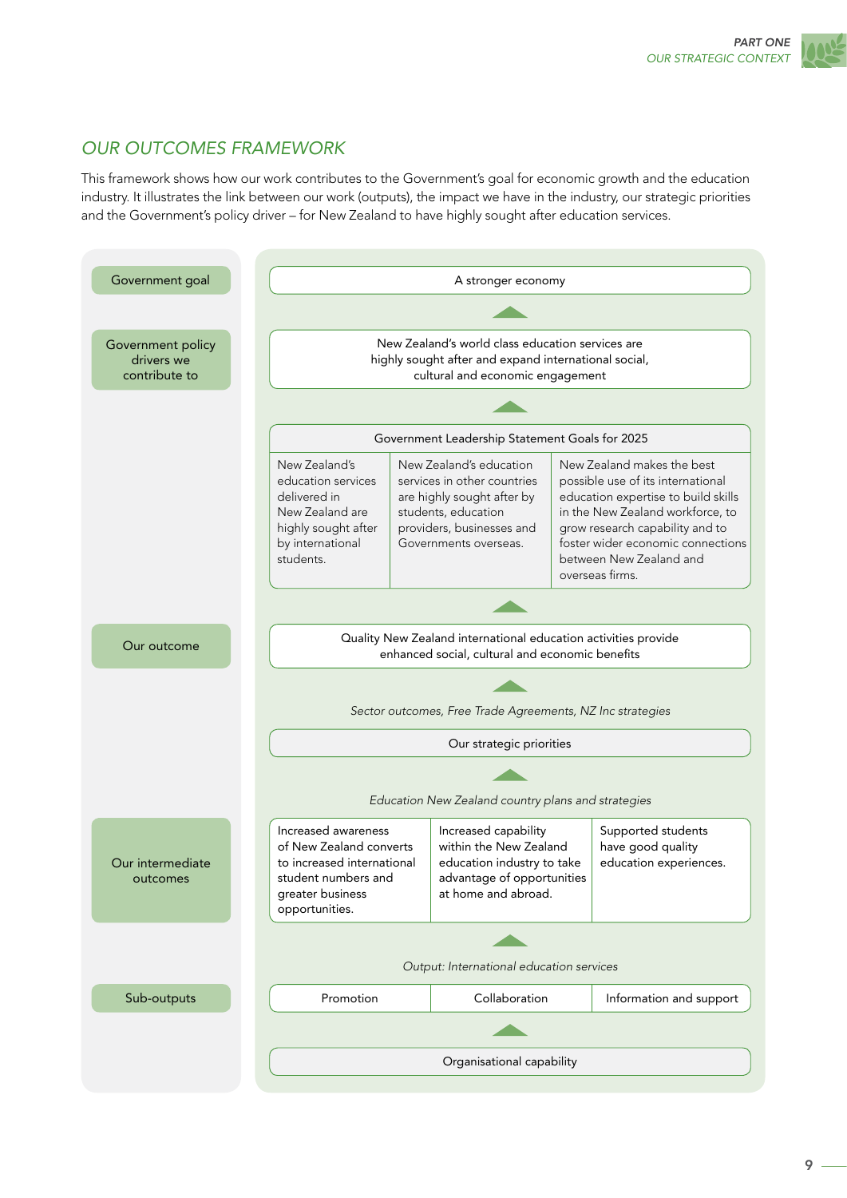## OUR OUTCOMES FRAMEWORK

This framework shows how our work contributes to the Government's goal for economic growth and the education industry. It illustrates the link between our work (outputs), the impact we have in the industry, our strategic priorities and the Government's policy driver – for New Zealand to have highly sought after education services.

| | | | |
|---|---|---|---|
| Government goal | A stronger economy | | |
| Government policy drivers we contribute to | New Zealand's world class education services are highly sought after and expand international social, cultural and economic engagement | | |
| | Government Leadership Statement Goals for 2025 | | |
| | New Zealand's education services delivered in New Zealand are highly sought after by international students. | New Zealand's education services in other countries are highly sought after by students, education providers, businesses and Governments overseas. | New Zealand makes the best possible use of its international education expertise to build skills in the New Zealand workforce, to grow research capability and to foster wider economic connections between New Zealand and overseas firms. |
| Our outcome | Quality New Zealand international education activities provide enhanced social, cultural and economic benefits | | |
| | *Sector outcomes, Free Trade Agreements, NZ Inc strategies* | | |
| | Our strategic priorities | | |
| | *Education New Zealand country plans and strategies* | | |
| Our intermediate outcomes | Increased awareness of New Zealand converts to increased international student numbers and greater business opportunities. | Increased capability within the New Zealand education industry to take advantage of opportunities at home and abroad. | Supported students have good quality education experiences. |
| | *Output: International education services* | | |
| Sub-outputs | Promotion | Collaboration | Information and support |
| | Organisational capability | | |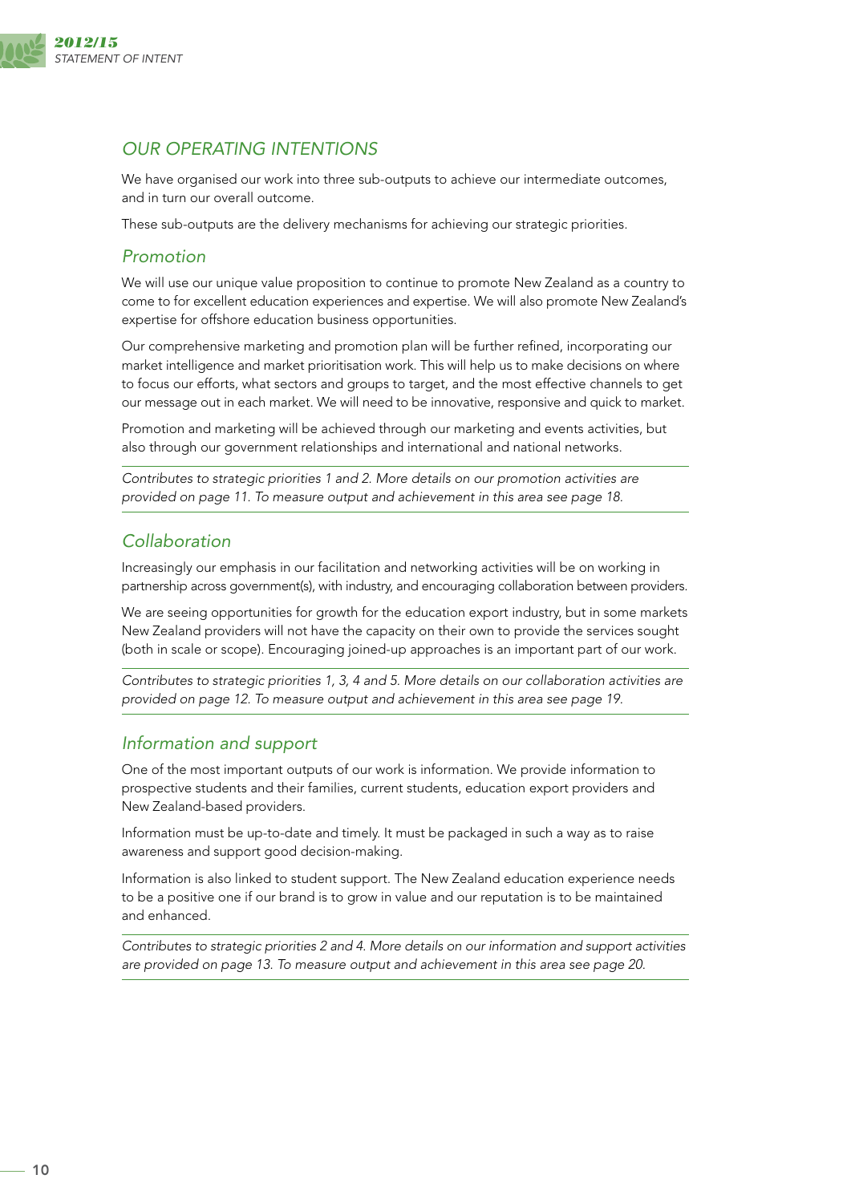## *OUR OPERATING INTENTIONS*

We have organised our work into three sub-outputs to achieve our intermediate outcomes, and in turn our overall outcome.

These sub-outputs are the delivery mechanisms for achieving our strategic priorities.

### *Promotion*

We will use our unique value proposition to continue to promote New Zealand as a country to come to for excellent education experiences and expertise. We will also promote New Zealand's expertise for offshore education business opportunities.

Our comprehensive marketing and promotion plan will be further refined, incorporating our market intelligence and market prioritisation work. This will help us to make decisions on where to focus our efforts, what sectors and groups to target, and the most effective channels to get our message out in each market. We will need to be innovative, responsive and quick to market.

Promotion and marketing will be achieved through our marketing and events activities, but also through our government relationships and international and national networks.

*Contributes to strategic priorities 1 and 2. More details on our promotion activities are provided on page 11. To measure output and achievement in this area see page 18.*

### *Collaboration*

Increasingly our emphasis in our facilitation and networking activities will be on working in partnership across government(s), with industry, and encouraging collaboration between providers.

We are seeing opportunities for growth for the education export industry, but in some markets New Zealand providers will not have the capacity on their own to provide the services sought (both in scale or scope). Encouraging joined-up approaches is an important part of our work.

*Contributes to strategic priorities 1, 3, 4 and 5. More details on our collaboration activities are provided on page 12. To measure output and achievement in this area see page 19.*

### *Information and support*

One of the most important outputs of our work is information. We provide information to prospective students and their families, current students, education export providers and New Zealand-based providers.

Information must be up-to-date and timely. It must be packaged in such a way as to raise awareness and support good decision-making.

Information is also linked to student support. The New Zealand education experience needs to be a positive one if our brand is to grow in value and our reputation is to be maintained and enhanced.

*Contributes to strategic priorities 2 and 4. More details on our information and support activities are provided on page 13. To measure output and achievement in this area see page 20.*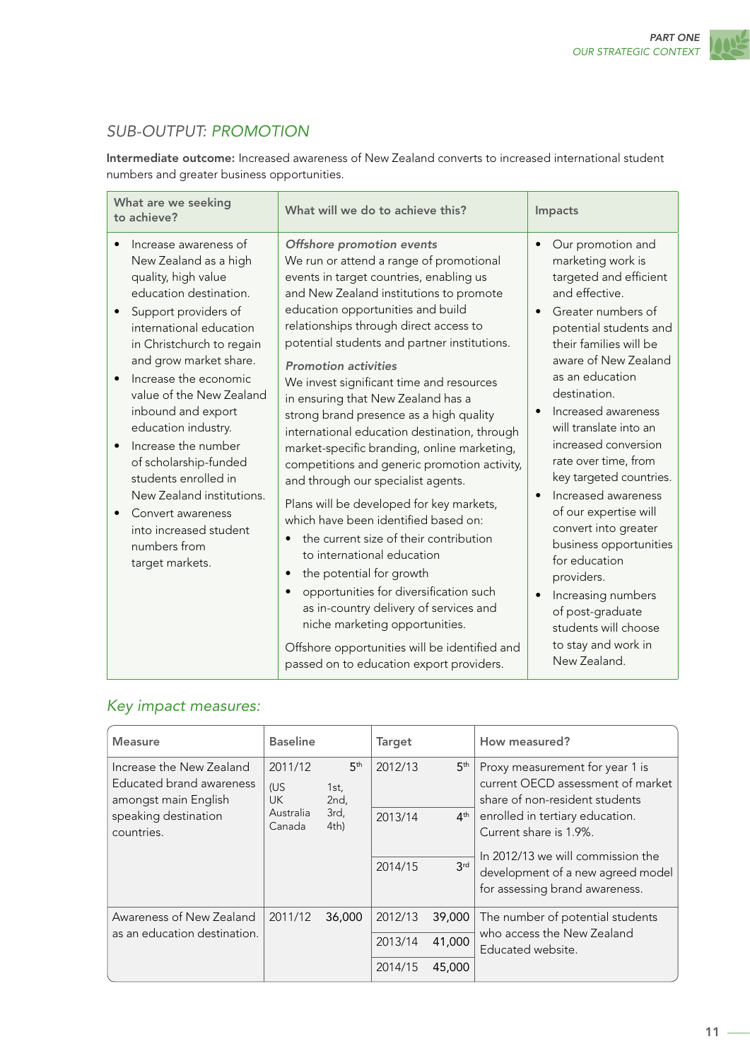## SUB-OUTPUT: *PROMOTION*

**Intermediate outcome:** Increased awareness of New Zealand converts to increased international student numbers and greater business opportunities.

| What are we seeking to achieve? | What will we do to achieve this? | Impacts |
|---|---|---|
| • Increase awareness of New Zealand as a high quality, high value education destination.<br>• Support providers of international education in Christchurch to regain and grow market share.<br>• Increase the economic value of the New Zealand inbound and export education industry.<br>• Increase the number of scholarship-funded students enrolled in New Zealand institutions.<br>• Convert awareness into increased student numbers from target markets. | ***Offshore promotion events***<br>We run or attend a range of promotional events in target countries, enabling us and New Zealand institutions to promote education opportunities and build relationships through direct access to potential students and partner institutions.<br>***Promotion activities***<br>We invest significant time and resources in ensuring that New Zealand has a strong brand presence as a high quality international education destination, through market-specific branding, online marketing, competitions and generic promotion activity, and through our specialist agents.<br>Plans will be developed for key markets, which have been identified based on:<br>• the current size of their contribution to international education<br>• the potential for growth<br>• opportunities for diversification such as in-country delivery of services and niche marketing opportunities.<br>Offshore opportunities will be identified and passed on to education export providers. | • Our promotion and marketing work is targeted and efficient and effective.<br>• Greater numbers of potential students and their families will be aware of New Zealand as an education destination.<br>• Increased awareness will translate into an increased conversion rate over time, from key targeted countries.<br>• Increased awareness of our expertise will convert into greater business opportunities for education providers.<br>• Increasing numbers of post-graduate students will choose to stay and work in New Zealand. |

### *Key impact measures:*

| Measure | Baseline | | Target | | How measured? |
|---|---|---|---|---|---|
| Increase the New Zealand Educated brand awareness amongst main English speaking destination countries. | 2011/12<br>(US<br>UK<br>Australia<br>Canada | 5th<br>1st,<br>2nd,<br>3rd,<br>4th) | 2012/13 | 5th | Proxy measurement for year 1 is current OECD assessment of market share of non-resident students enrolled in tertiary education. Current share is 1.9%.<br>In 2012/13 we will commission the development of a new agreed model for assessing brand awareness. |
| | | | 2013/14 | 4th | |
| | | | 2014/15 | 3rd | |
| Awareness of New Zealand as an education destination. | 2011/12 | 36,000 | 2012/13 | 39,000 | The number of potential students who access the New Zealand Educated website. |
| | | | 2013/14 | 41,000 | |
| | | | 2014/15 | 45,000 | |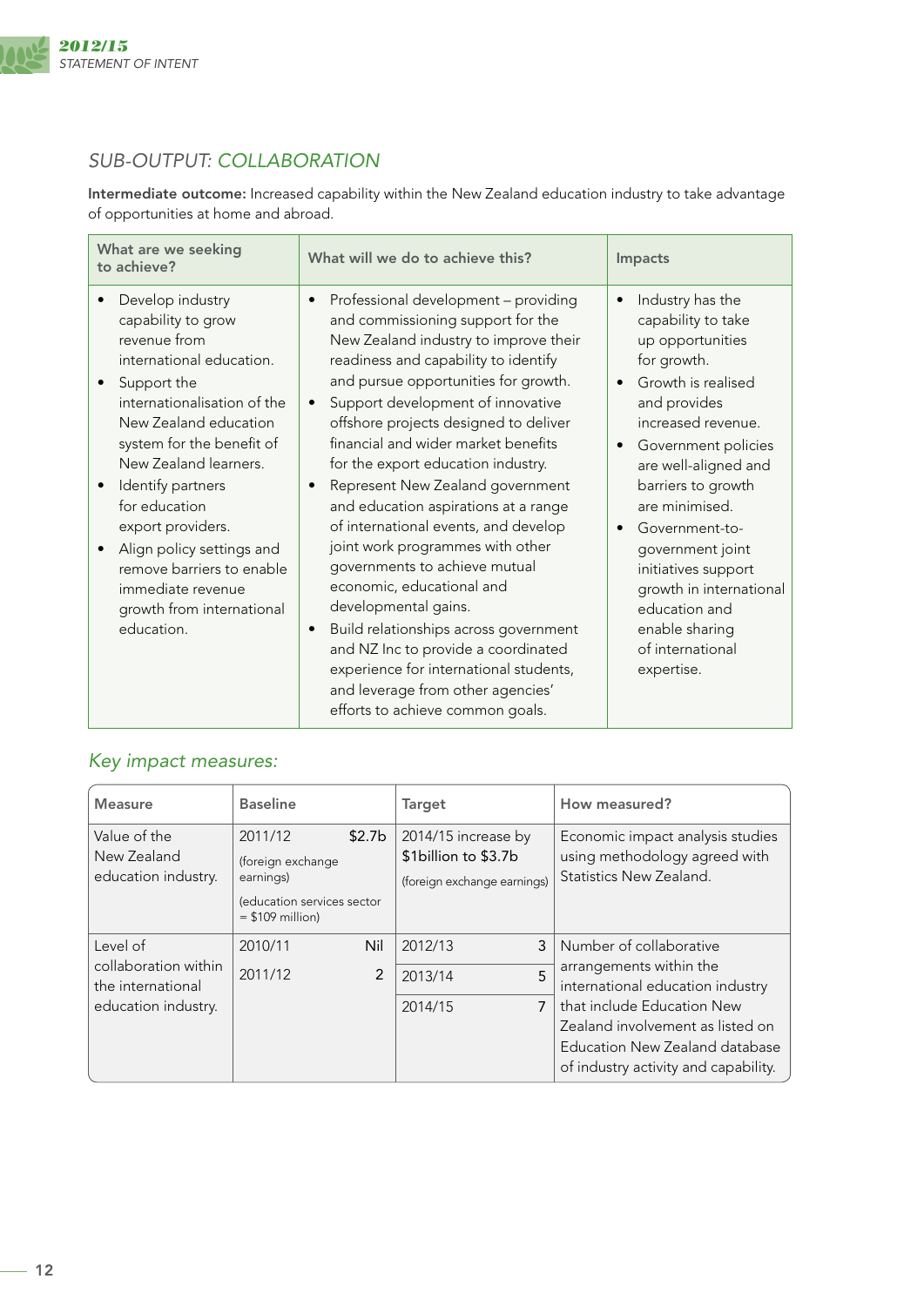## SUB-OUTPUT: *COLLABORATION*

**Intermediate outcome:** Increased capability within the New Zealand education industry to take advantage of opportunities at home and abroad.

| What are we seeking to achieve? | What will we do to achieve this? | Impacts |
|---|---|---|
| • Develop industry capability to grow revenue from international education.<br>• Support the internationalisation of the New Zealand education system for the benefit of New Zealand learners.<br>• Identify partners for education export providers.<br>• Align policy settings and remove barriers to enable immediate revenue growth from international education. | • Professional development – providing and commissioning support for the New Zealand industry to improve their readiness and capability to identify and pursue opportunities for growth.<br>• Support development of innovative offshore projects designed to deliver financial and wider market benefits for the export education industry.<br>• Represent New Zealand government and education aspirations at a range of international events, and develop joint work programmes with other governments to achieve mutual economic, educational and developmental gains.<br>• Build relationships across government and NZ Inc to provide a coordinated experience for international students, and leverage from other agencies' efforts to achieve common goals. | • Industry has the capability to take up opportunities for growth.<br>• Growth is realised and provides increased revenue.<br>• Government policies are well-aligned and barriers to growth are minimised.<br>• Government-to-government joint initiatives support growth in international education and enable sharing of international expertise. |

### *Key impact measures:*

| Measure | Baseline | | Target | | How measured? |
|---|---|---|---|---|---|
| Value of the New Zealand education industry. | 2011/12 (foreign exchange earnings) (education services sector = $109 million) | $2.7b | 2014/15 increase by $1billion to $3.7b (foreign exchange earnings) | | Economic impact analysis studies using methodology agreed with Statistics New Zealand. |
| Level of collaboration within the international education industry. | 2010/11 | Nil | 2012/13 | 3 | Number of collaborative arrangements within the international education industry that include Education New Zealand involvement as listed on Education New Zealand database of industry activity and capability. |
| | 2011/12 | 2 | 2013/14 | 5 | |
| | | | 2014/15 | 7 | |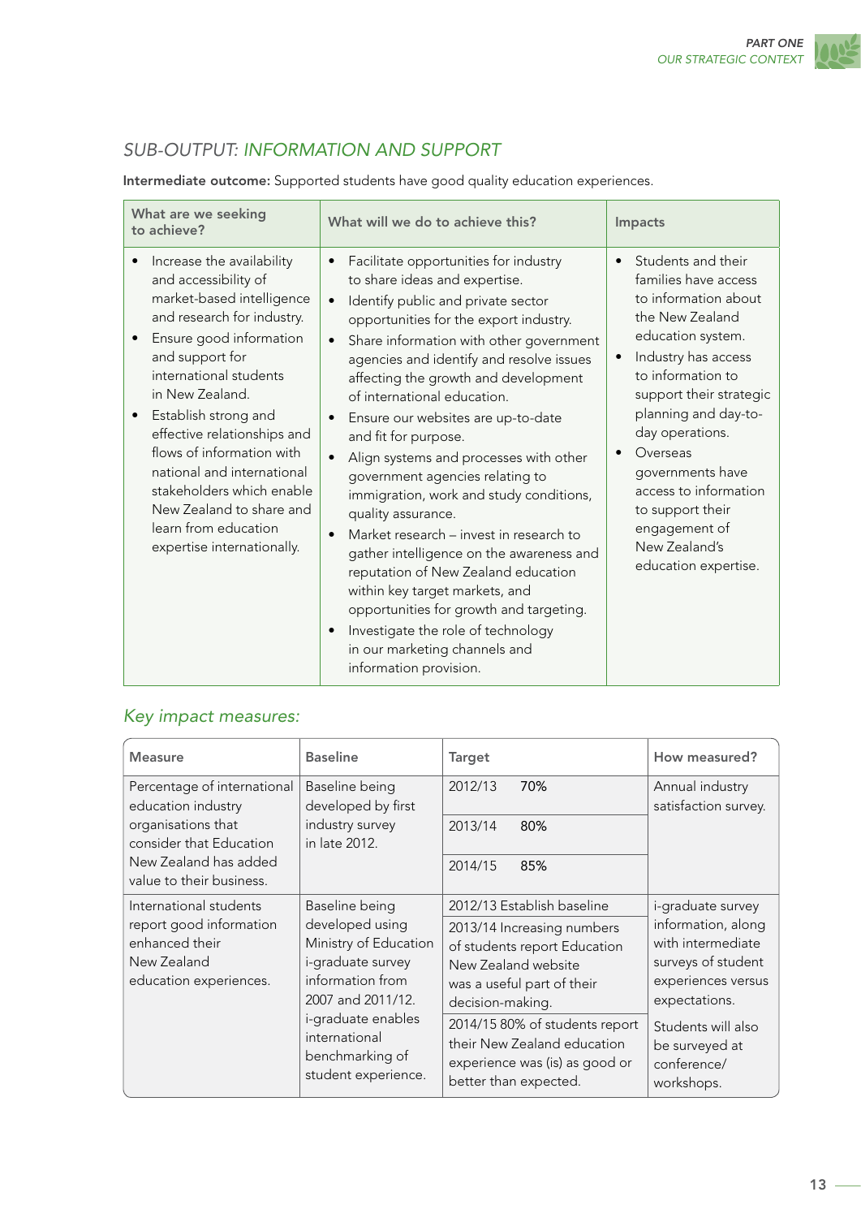## SUB-OUTPUT: *INFORMATION AND SUPPORT*

**Intermediate outcome:** Supported students have good quality education experiences.

| What are we seeking to achieve? | What will we do to achieve this? | Impacts |
|---|---|---|
| • Increase the availability and accessibility of market-based intelligence and research for industry.<br>• Ensure good information and support for international students in New Zealand.<br>• Establish strong and effective relationships and flows of information with national and international stakeholders which enable New Zealand to share and learn from education expertise internationally. | • Facilitate opportunities for industry to share ideas and expertise.<br>• Identify public and private sector opportunities for the export industry.<br>• Share information with other government agencies and identify and resolve issues affecting the growth and development of international education.<br>• Ensure our websites are up-to-date and fit for purpose.<br>• Align systems and processes with other government agencies relating to immigration, work and study conditions, quality assurance.<br>• Market research – invest in research to gather intelligence on the awareness and reputation of New Zealand education within key target markets, and opportunities for growth and targeting.<br>• Investigate the role of technology in our marketing channels and information provision. | • Students and their families have access to information about the New Zealand education system.<br>• Industry has access to information to support their strategic planning and day-to-day operations.<br>• Overseas governments have access to information to support their engagement of New Zealand's education expertise. |

### *Key impact measures:*

| Measure | Baseline | Target | | How measured? |
|---|---|---|---|---|
| Percentage of international education industry organisations that consider that Education New Zealand has added value to their business. | Baseline being developed by first industry survey in late 2012. | 2012/13 | 70% | Annual industry satisfaction survey. |
| | | 2013/14 | 80% | |
| | | 2014/15 | 85% | |
| International students report good information enhanced their New Zealand education experiences. | Baseline being developed using Ministry of Education i-graduate survey information from 2007 and 2011/12. i-graduate enables international benchmarking of student experience. | 2012/13 Establish baseline | | i-graduate survey information, along with intermediate surveys of student experiences versus expectations. |
| | | 2013/14 Increasing numbers of students report Education New Zealand website was a useful part of their decision-making. | | |
| | | 2014/15 80% of students report their New Zealand education experience was (is) as good or better than expected. | | Students will also be surveyed at conference/workshops. |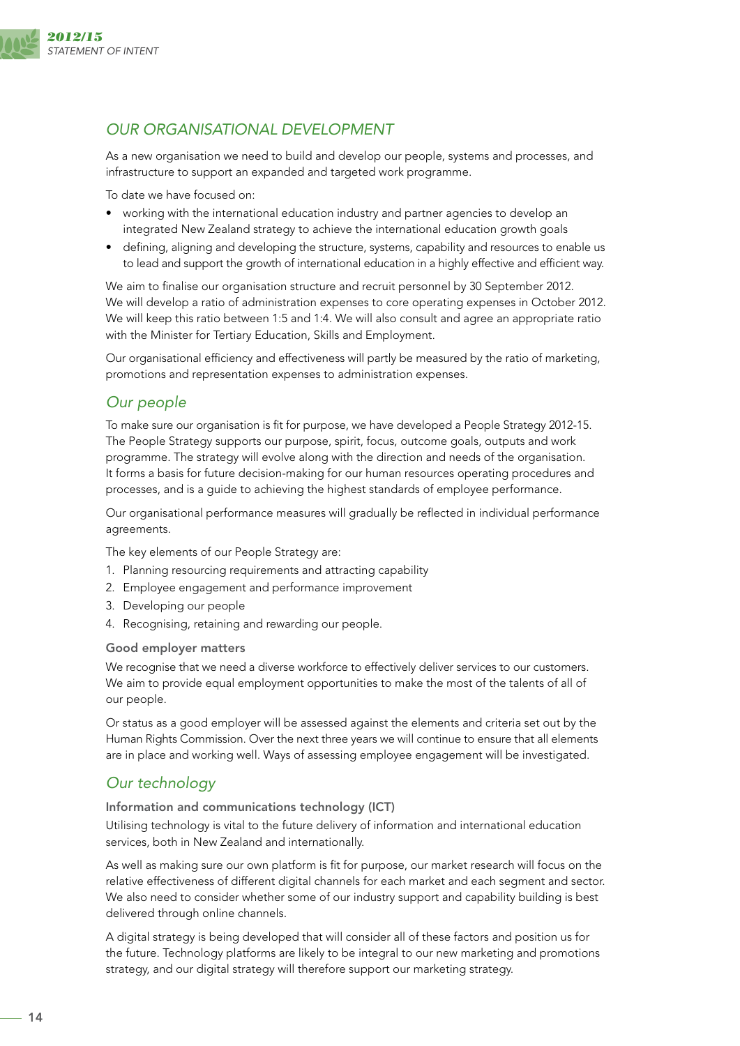## OUR ORGANISATIONAL DEVELOPMENT

As a new organisation we need to build and develop our people, systems and processes, and infrastructure to support an expanded and targeted work programme.

To date we have focused on:

- working with the international education industry and partner agencies to develop an integrated New Zealand strategy to achieve the international education growth goals
- defining, aligning and developing the structure, systems, capability and resources to enable us to lead and support the growth of international education in a highly effective and efficient way.

We aim to finalise our organisation structure and recruit personnel by 30 September 2012. We will develop a ratio of administration expenses to core operating expenses in October 2012. We will keep this ratio between 1:5 and 1:4. We will also consult and agree an appropriate ratio with the Minister for Tertiary Education, Skills and Employment.

Our organisational efficiency and effectiveness will partly be measured by the ratio of marketing, promotions and representation expenses to administration expenses.

### Our people

To make sure our organisation is fit for purpose, we have developed a People Strategy 2012-15. The People Strategy supports our purpose, spirit, focus, outcome goals, outputs and work programme. The strategy will evolve along with the direction and needs of the organisation. It forms a basis for future decision-making for our human resources operating procedures and processes, and is a guide to achieving the highest standards of employee performance.

Our organisational performance measures will gradually be reflected in individual performance agreements.

The key elements of our People Strategy are:

1. Planning resourcing requirements and attracting capability
2. Employee engagement and performance improvement
3. Developing our people
4. Recognising, retaining and rewarding our people.

#### Good employer matters

We recognise that we need a diverse workforce to effectively deliver services to our customers. We aim to provide equal employment opportunities to make the most of the talents of all of our people.

Or status as a good employer will be assessed against the elements and criteria set out by the Human Rights Commission. Over the next three years we will continue to ensure that all elements are in place and working well. Ways of assessing employee engagement will be investigated.

### Our technology

#### Information and communications technology (ICT)

Utilising technology is vital to the future delivery of information and international education services, both in New Zealand and internationally.

As well as making sure our own platform is fit for purpose, our market research will focus on the relative effectiveness of different digital channels for each market and each segment and sector. We also need to consider whether some of our industry support and capability building is best delivered through online channels.

A digital strategy is being developed that will consider all of these factors and position us for the future. Technology platforms are likely to be integral to our new marketing and promotions strategy, and our digital strategy will therefore support our marketing strategy.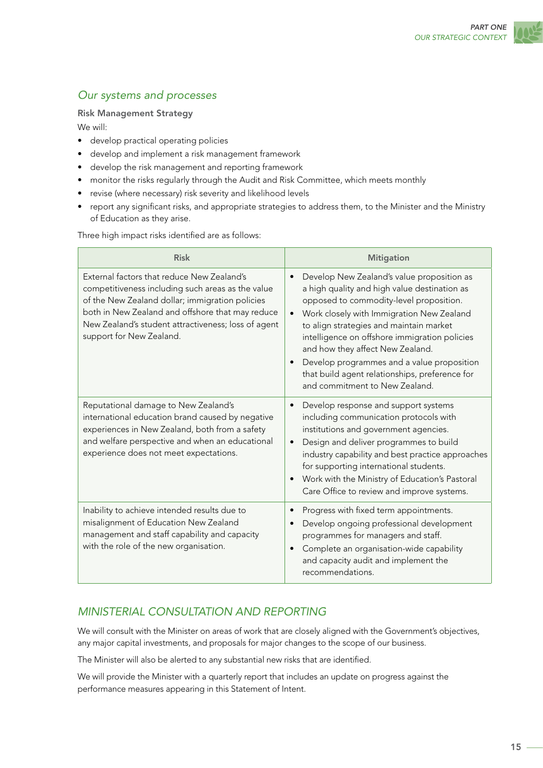## *Our systems and processes*

**Risk Management Strategy**

We will:

- develop practical operating policies
- develop and implement a risk management framework
- develop the risk management and reporting framework
- monitor the risks regularly through the Audit and Risk Committee, which meets monthly
- revise (where necessary) risk severity and likelihood levels
- report any significant risks, and appropriate strategies to address them, to the Minister and the Ministry of Education as they arise.

Three high impact risks identified are as follows:

| Risk | Mitigation |
|---|---|
| External factors that reduce New Zealand's competitiveness including such areas as the value of the New Zealand dollar; immigration policies both in New Zealand and offshore that may reduce New Zealand's student attractiveness; loss of agent support for New Zealand. | • Develop New Zealand's value proposition as a high quality and high value destination as opposed to commodity-level proposition.<br>• Work closely with Immigration New Zealand to align strategies and maintain market intelligence on offshore immigration policies and how they affect New Zealand.<br>• Develop programmes and a value proposition that build agent relationships, preference for and commitment to New Zealand. |
| Reputational damage to New Zealand's international education brand caused by negative experiences in New Zealand, both from a safety and welfare perspective and when an educational experience does not meet expectations. | • Develop response and support systems including communication protocols with institutions and government agencies.<br>• Design and deliver programmes to build industry capability and best practice approaches for supporting international students.<br>• Work with the Ministry of Education's Pastoral Care Office to review and improve systems. |
| Inability to achieve intended results due to misalignment of Education New Zealand management and staff capability and capacity with the role of the new organisation. | • Progress with fixed term appointments.<br>• Develop ongoing professional development programmes for managers and staff.<br>• Complete an organisation-wide capability and capacity audit and implement the recommendations. |

## *MINISTERIAL CONSULTATION AND REPORTING*

We will consult with the Minister on areas of work that are closely aligned with the Government's objectives, any major capital investments, and proposals for major changes to the scope of our business.

The Minister will also be alerted to any substantial new risks that are identified.

We will provide the Minister with a quarterly report that includes an update on progress against the performance measures appearing in this Statement of Intent.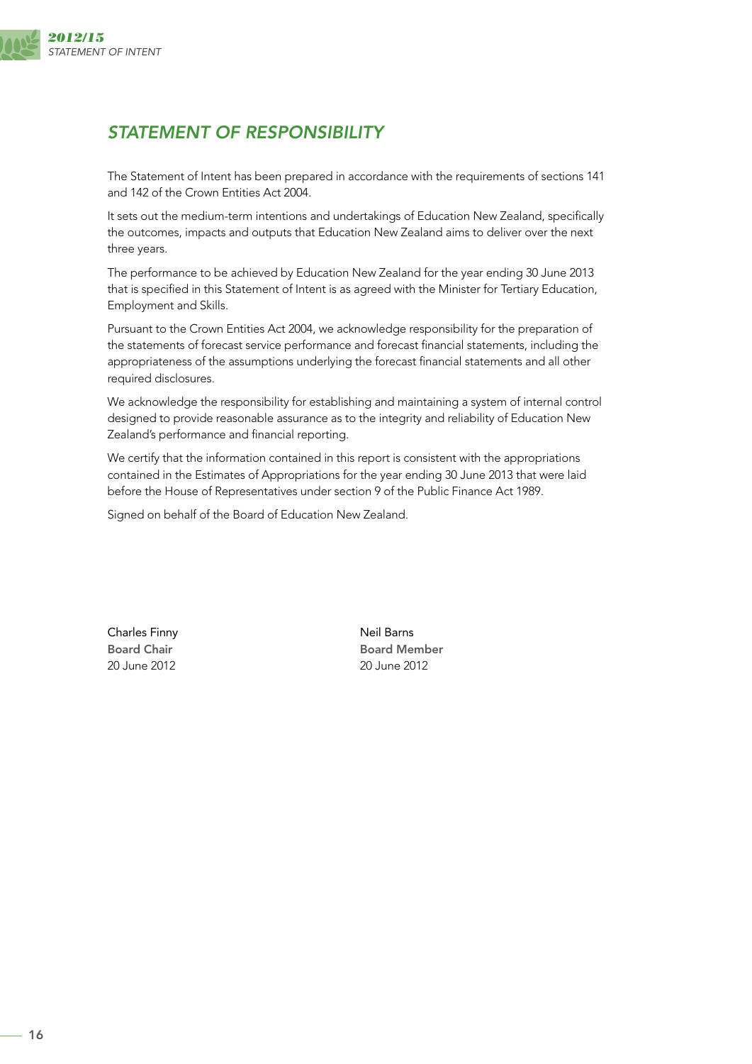## STATEMENT OF RESPONSIBILITY

The Statement of Intent has been prepared in accordance with the requirements of sections 141 and 142 of the Crown Entities Act 2004.

It sets out the medium-term intentions and undertakings of Education New Zealand, specifically the outcomes, impacts and outputs that Education New Zealand aims to deliver over the next three years.

The performance to be achieved by Education New Zealand for the year ending 30 June 2013 that is specified in this Statement of Intent is as agreed with the Minister for Tertiary Education, Employment and Skills.

Pursuant to the Crown Entities Act 2004, we acknowledge responsibility for the preparation of the statements of forecast service performance and forecast financial statements, including the appropriateness of the assumptions underlying the forecast financial statements and all other required disclosures.

We acknowledge the responsibility for establishing and maintaining a system of internal control designed to provide reasonable assurance as to the integrity and reliability of Education New Zealand's performance and financial reporting.

We certify that the information contained in this report is consistent with the appropriations contained in the Estimates of Appropriations for the year ending 30 June 2013 that were laid before the House of Representatives under section 9 of the Public Finance Act 1989.

Signed on behalf of the Board of Education New Zealand.

Charles Finny
**Board Chair**
20 June 2012

Neil Barns
**Board Member**
20 June 2012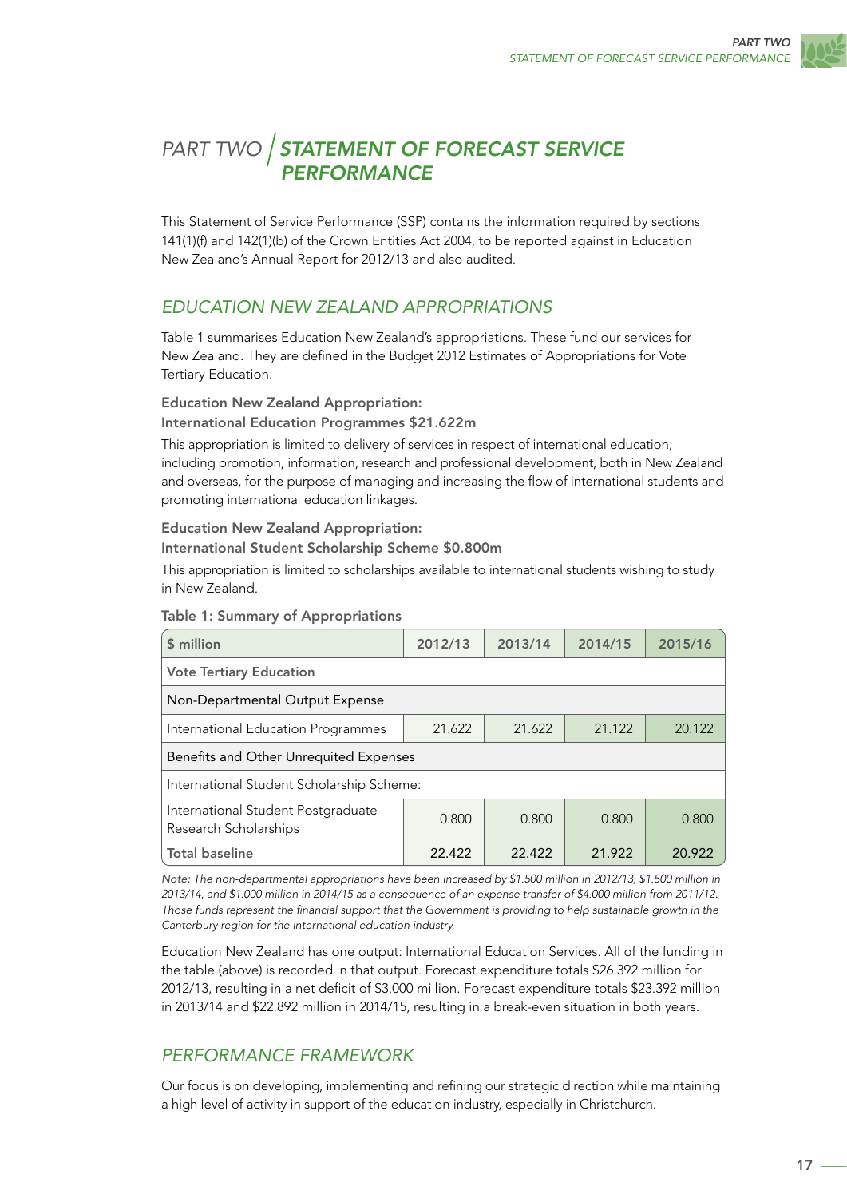# PART TWO | STATEMENT OF FORECAST SERVICE PERFORMANCE

This Statement of Service Performance (SSP) contains the information required by sections 141(1)(f) and 142(1)(b) of the Crown Entities Act 2004, to be reported against in Education New Zealand's Annual Report for 2012/13 and also audited.

## EDUCATION NEW ZEALAND APPROPRIATIONS

Table 1 summarises Education New Zealand's appropriations. These fund our services for New Zealand. They are defined in the Budget 2012 Estimates of Appropriations for Vote Tertiary Education.

**Education New Zealand Appropriation:**
**International Education Programmes $21.622m**

This appropriation is limited to delivery of services in respect of international education, including promotion, information, research and professional development, both in New Zealand and overseas, for the purpose of managing and increasing the flow of international students and promoting international education linkages.

**Education New Zealand Appropriation:**
**International Student Scholarship Scheme $0.800m**

This appropriation is limited to scholarships available to international students wishing to study in New Zealand.

**Table 1: Summary of Appropriations**

| $ million | 2012/13 | 2013/14 | 2014/15 | 2015/16 |
|---|---|---|---|---|
| Vote Tertiary Education | | | | |
| Non-Departmental Output Expense | | | | |
| International Education Programmes | 21.622 | 21.622 | 21.122 | 20.122 |
| Benefits and Other Unrequited Expenses | | | | |
| International Student Scholarship Scheme: | | | | |
| International Student Postgraduate Research Scholarships | 0.800 | 0.800 | 0.800 | 0.800 |
| Total baseline | 22.422 | 22.422 | 21.922 | 20.922 |

*Note: The non-departmental appropriations have been increased by $1.500 million in 2012/13, $1.500 million in 2013/14, and $1.000 million in 2014/15 as a consequence of an expense transfer of $4.000 million from 2011/12. Those funds represent the financial support that the Government is providing to help sustainable growth in the Canterbury region for the international education industry.*

Education New Zealand has one output: International Education Services. All of the funding in the table (above) is recorded in that output. Forecast expenditure totals $26.392 million for 2012/13, resulting in a net deficit of $3.000 million. Forecast expenditure totals $23.392 million in 2013/14 and $22.892 million in 2014/15, resulting in a break-even situation in both years.

## PERFORMANCE FRAMEWORK

Our focus is on developing, implementing and refining our strategic direction while maintaining a high level of activity in support of the education industry, especially in Christchurch.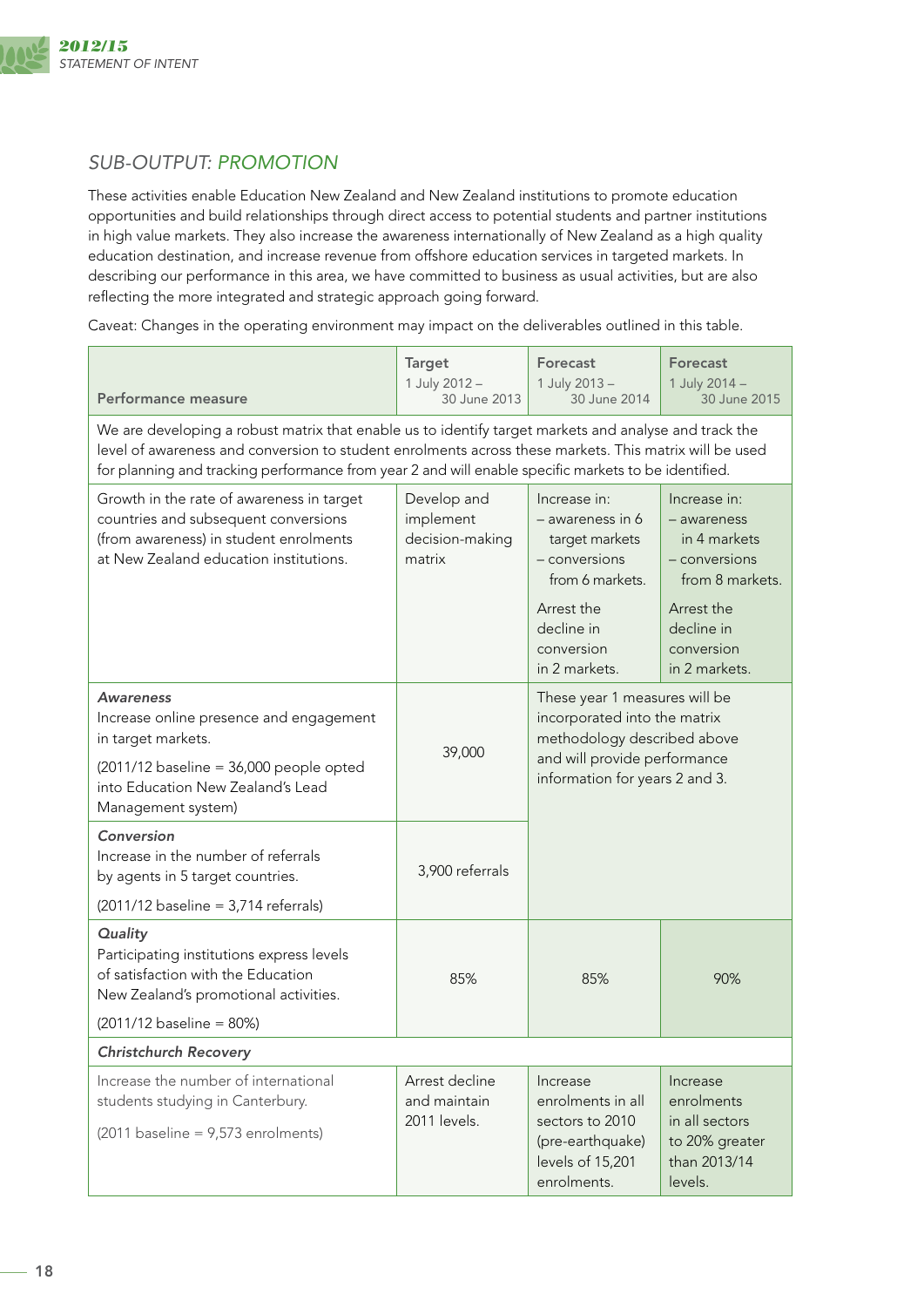## SUB-OUTPUT: PROMOTION

These activities enable Education New Zealand and New Zealand institutions to promote education opportunities and build relationships through direct access to potential students and partner institutions in high value markets. They also increase the awareness internationally of New Zealand as a high quality education destination, and increase revenue from offshore education services in targeted markets. In describing our performance in this area, we have committed to business as usual activities, but are also reflecting the more integrated and strategic approach going forward.

Caveat: Changes in the operating environment may impact on the deliverables outlined in this table.

| Performance measure | Target 1 July 2012 – 30 June 2013 | Forecast 1 July 2013 – 30 June 2014 | Forecast 1 July 2014 – 30 June 2015 |
|---|---|---|---|
| We are developing a robust matrix that enable us to identify target markets and analyse and track the level of awareness and conversion to student enrolments across these markets. This matrix will be used for planning and tracking performance from year 2 and will enable specific markets to be identified. | | | |
| Growth in the rate of awareness in target countries and subsequent conversions (from awareness) in student enrolments at New Zealand education institutions. | Develop and implement decision-making matrix | Increase in: – awareness in 6 target markets – conversions from 6 markets. Arrest the decline in conversion in 2 markets. | Increase in: – awareness in 4 markets – conversions from 8 markets. Arrest the decline in conversion in 2 markets. |
| ***Awareness*** Increase online presence and engagement in target markets. (2011/12 baseline = 36,000 people opted into Education New Zealand's Lead Management system) | 39,000 | These year 1 measures will be incorporated into the matrix methodology described above and will provide performance information for years 2 and 3. | |
| ***Conversion*** Increase in the number of referrals by agents in 5 target countries. (2011/12 baseline = 3,714 referrals) | 3,900 referrals | | |
| ***Quality*** Participating institutions express levels of satisfaction with the Education New Zealand's promotional activities. (2011/12 baseline = 80%) | 85% | 85% | 90% |
| ***Christchurch Recovery*** | | | |
| Increase the number of international students studying in Canterbury. (2011 baseline = 9,573 enrolments) | Arrest decline and maintain 2011 levels. | Increase enrolments in all sectors to 2010 (pre-earthquake) levels of 15,201 enrolments. | Increase enrolments in all sectors to 20% greater than 2013/14 levels. |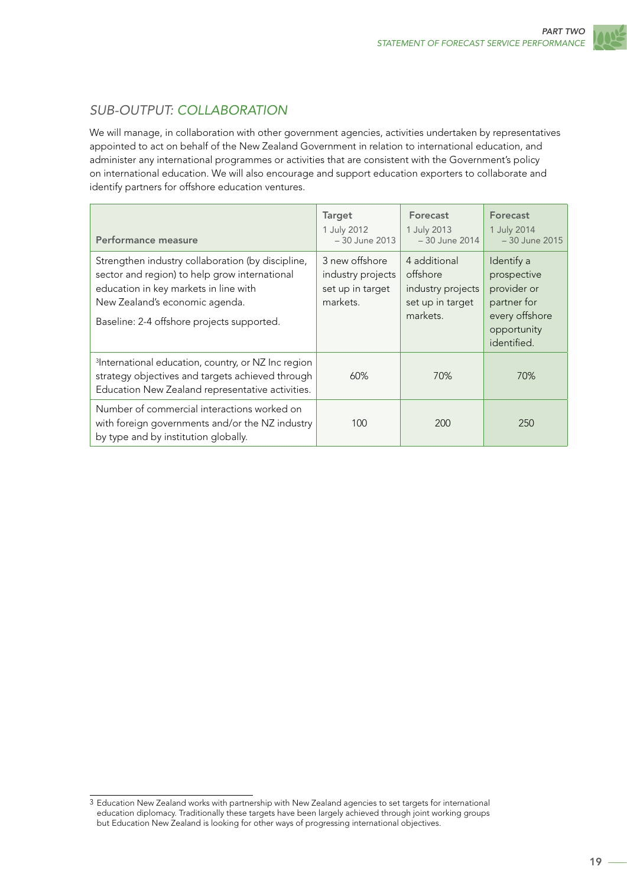## *SUB-OUTPUT: COLLABORATION*

We will manage, in collaboration with other government agencies, activities undertaken by representatives appointed to act on behalf of the New Zealand Government in relation to international education, and administer any international programmes or activities that are consistent with the Government's policy on international education. We will also encourage and support education exporters to collaborate and identify partners for offshore education ventures.

| Performance measure | Target 1 July 2012 – 30 June 2013 | Forecast 1 July 2013 – 30 June 2014 | Forecast 1 July 2014 – 30 June 2015 |
|---|---|---|---|
| Strengthen industry collaboration (by discipline, sector and region) to help grow international education in key markets in line with New Zealand's economic agenda. Baseline: 2-4 offshore projects supported. | 3 new offshore industry projects set up in target markets. | 4 additional offshore industry projects set up in target markets. | Identify a prospective provider or partner for every offshore opportunity identified. |
| [3]International education, country, or NZ Inc region strategy objectives and targets achieved through Education New Zealand representative activities. | 60% | 70% | 70% |
| Number of commercial interactions worked on with foreign governments and/or the NZ industry by type and by institution globally. | 100 | 200 | 250 |

[3] Education New Zealand works with partnership with New Zealand agencies to set targets for international education diplomacy. Traditionally these targets have been largely achieved through joint working groups but Education New Zealand is looking for other ways of progressing international objectives.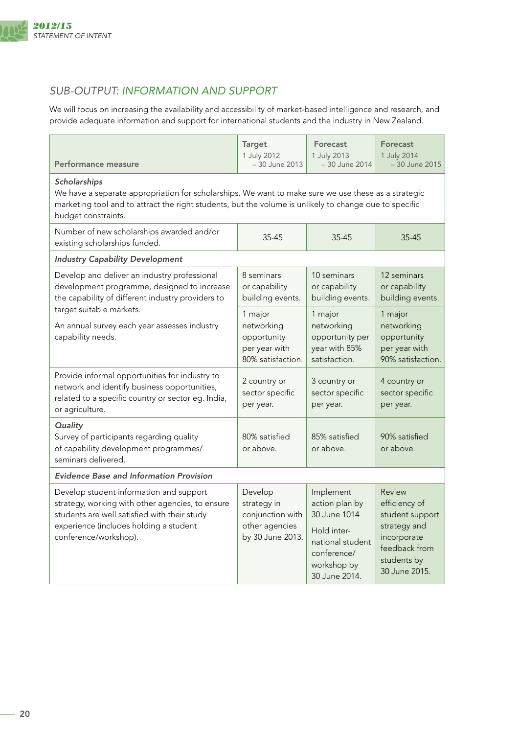## SUB-OUTPUT: INFORMATION AND SUPPORT

We will focus on increasing the availability and accessibility of market-based intelligence and research, and provide adequate information and support for international students and the industry in New Zealand.

| Performance measure | Target 1 July 2012 – 30 June 2013 | Forecast 1 July 2013 – 30 June 2014 | Forecast 1 July 2014 – 30 June 2015 |
|---|---|---|---|
| ***Scholarships*** We have a separate appropriation for scholarships. We want to make sure we use these as a strategic marketing tool and to attract the right students, but the volume is unlikely to change due to specific budget constraints. | | | |
| Number of new scholarships awarded and/or existing scholarships funded. | 35-45 | 35-45 | 35-45 |
| ***Industry Capability Development*** | | | |
| Develop and deliver an industry professional development programme, designed to increase the capability of different industry providers to target suitable markets. An annual survey each year assesses industry capability needs. | 8 seminars or capability building events. 1 major networking opportunity per year with 80% satisfaction. | 10 seminars or capability building events. 1 major networking opportunity per year with 85% satisfaction. | 12 seminars or capability building events. 1 major networking opportunity per year with 90% satisfaction. |
| Provide informal opportunities for industry to network and identify business opportunities, related to a specific country or sector eg. India, or agriculture. | 2 country or sector specific per year. | 3 country or sector specific per year. | 4 country or sector specific per year. |
| ***Quality*** Survey of participants regarding quality of capability development programmes/ seminars delivered. | 80% satisfied or above. | 85% satisfied or above. | 90% satisfied or above. |
| ***Evidence Base and Information Provision*** | | | |
| Develop student information and support strategy, working with other agencies, to ensure students are well satisfied with their study experience (includes holding a student conference/workshop). | Develop strategy in conjunction with other agencies by 30 June 2013. | Implement action plan by 30 June 1014 Hold international student conference/ workshop by 30 June 2014. | Review efficiency of student support strategy and incorporate feedback from students by 30 June 2015. |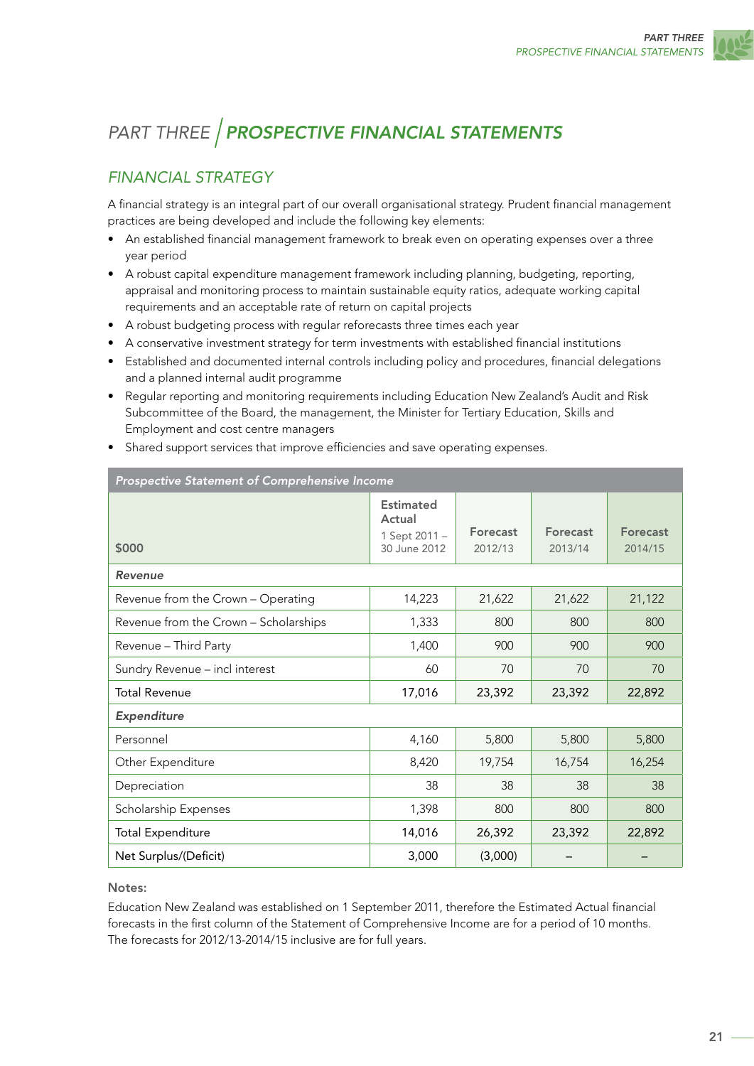# PART THREE | PROSPECTIVE FINANCIAL STATEMENTS

## FINANCIAL STRATEGY

A financial strategy is an integral part of our overall organisational strategy. Prudent financial management practices are being developed and include the following key elements:

- An established financial management framework to break even on operating expenses over a three year period
- A robust capital expenditure management framework including planning, budgeting, reporting, appraisal and monitoring process to maintain sustainable equity ratios, adequate working capital requirements and an acceptable rate of return on capital projects
- A robust budgeting process with regular reforecasts three times each year
- A conservative investment strategy for term investments with established financial institutions
- Established and documented internal controls including policy and procedures, financial delegations and a planned internal audit programme
- Regular reporting and monitoring requirements including Education New Zealand's Audit and Risk Subcommittee of the Board, the management, the Minister for Tertiary Education, Skills and Employment and cost centre managers
- Shared support services that improve efficiencies and save operating expenses.

| *Prospective Statement of Comprehensive Income* | | | | |
|---|---|---|---|---|
| $000 | Estimated Actual 1 Sept 2011 – 30 June 2012 | Forecast 2012/13 | Forecast 2013/14 | Forecast 2014/15 |
| ***Revenue*** | | | | |
| Revenue from the Crown – Operating | 14,223 | 21,622 | 21,622 | 21,122 |
| Revenue from the Crown – Scholarships | 1,333 | 800 | 800 | 800 |
| Revenue – Third Party | 1,400 | 900 | 900 | 900 |
| Sundry Revenue – incl interest | 60 | 70 | 70 | 70 |
| Total Revenue | 17,016 | 23,392 | 23,392 | 22,892 |
| ***Expenditure*** | | | | |
| Personnel | 4,160 | 5,800 | 5,800 | 5,800 |
| Other Expenditure | 8,420 | 19,754 | 16,754 | 16,254 |
| Depreciation | 38 | 38 | 38 | 38 |
| Scholarship Expenses | 1,398 | 800 | 800 | 800 |
| Total Expenditure | 14,016 | 26,392 | 23,392 | 22,892 |
| Net Surplus/(Deficit) | 3,000 | (3,000) | – | – |

**Notes:**

Education New Zealand was established on 1 September 2011, therefore the Estimated Actual financial forecasts in the first column of the Statement of Comprehensive Income are for a period of 10 months. The forecasts for 2012/13-2014/15 inclusive are for full years.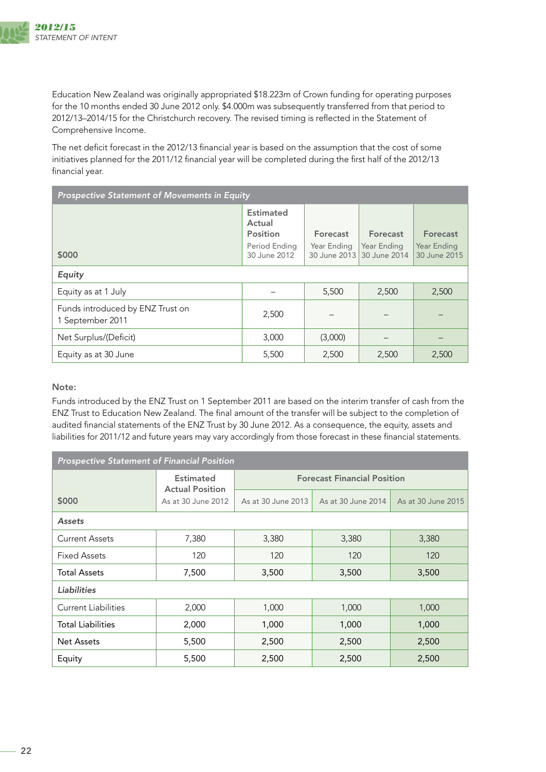Education New Zealand was originally appropriated $18.223m of Crown funding for operating purposes for the 10 months ended 30 June 2012 only. $4.000m was subsequently transferred from that period to 2012/13–2014/15 for the Christchurch recovery. The revised timing is reflected in the Statement of Comprehensive Income.

The net deficit forecast in the 2012/13 financial year is based on the assumption that the cost of some initiatives planned for the 2011/12 financial year will be completed during the first half of the 2012/13 financial year.

| *Prospective Statement of Movements in Equity* | | | | |
|---|---|---|---|---|
| $000 | **Estimated Actual Position** Period Ending 30 June 2012 | **Forecast** Year Ending 30 June 2013 | **Forecast** Year Ending 30 June 2014 | **Forecast** Year Ending 30 June 2015 |
| ***Equity*** | | | | |
| Equity as at 1 July | – | 5,500 | 2,500 | 2,500 |
| Funds introduced by ENZ Trust on 1 September 2011 | 2,500 | – | – | – |
| Net Surplus/(Deficit) | 3,000 | (3,000) | – | – |
| Equity as at 30 June | 5,500 | 2,500 | 2,500 | 2,500 |

**Note:**

Funds introduced by the ENZ Trust on 1 September 2011 are based on the interim transfer of cash from the ENZ Trust to Education New Zealand. The final amount of the transfer will be subject to the completion of audited financial statements of the ENZ Trust by 30 June 2012. As a consequence, the equity, assets and liabilities for 2011/12 and future years may vary accordingly from those forecast in these financial statements.

| *Prospective Statement of Financial Position* | | | | |
|---|---|---|---|---|
| $000 | **Estimated Actual Position** | **Forecast Financial Position** | | |
| | As at 30 June 2012 | As at 30 June 2013 | As at 30 June 2014 | As at 30 June 2015 |
| ***Assets*** | | | | |
| Current Assets | 7,380 | 3,380 | 3,380 | 3,380 |
| Fixed Assets | 120 | 120 | 120 | 120 |
| Total Assets | 7,500 | 3,500 | 3,500 | 3,500 |
| ***Liabilities*** | | | | |
| Current Liabilities | 2,000 | 1,000 | 1,000 | 1,000 |
| Total Liabilities | 2,000 | 1,000 | 1,000 | 1,000 |
| Net Assets | 5,500 | 2,500 | 2,500 | 2,500 |
| Equity | 5,500 | 2,500 | 2,500 | 2,500 |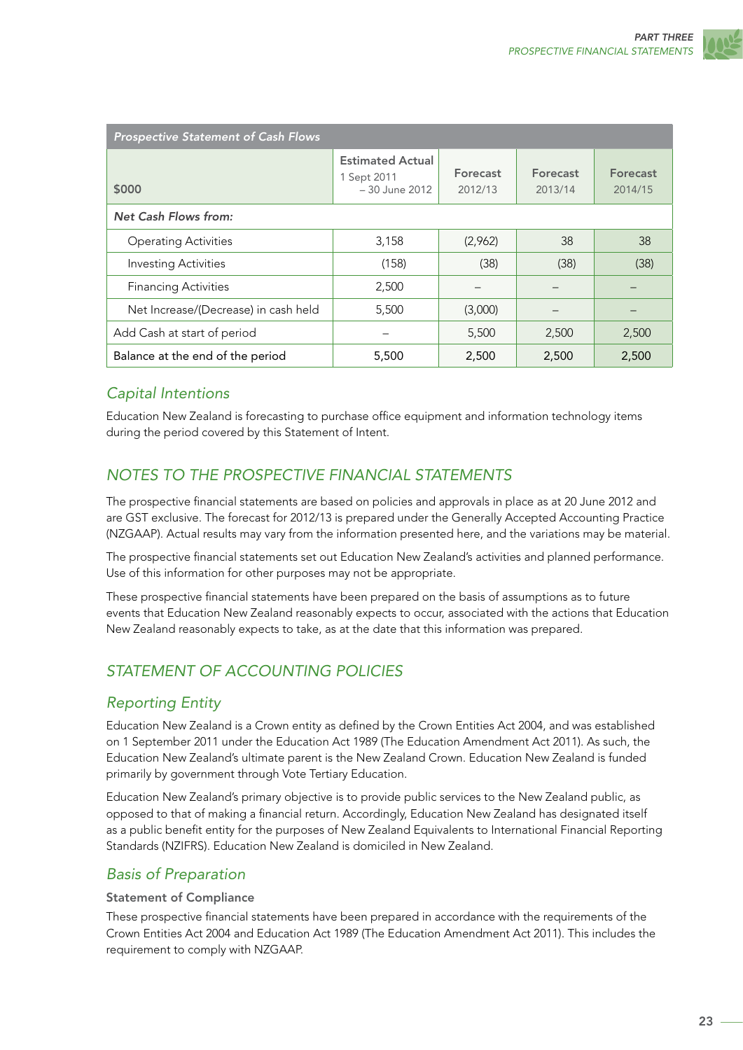| Prospective Statement of Cash Flows | | | | |
|---|---|---|---|---|
| $000 | Estimated Actual 1 Sept 2011 – 30 June 2012 | Forecast 2012/13 | Forecast 2013/14 | Forecast 2014/15 |
| ***Net Cash Flows from:*** | | | | |
| Operating Activities | 3,158 | (2,962) | 38 | 38 |
| Investing Activities | (158) | (38) | (38) | (38) |
| Financing Activities | 2,500 | – | – | – |
| Net Increase/(Decrease) in cash held | 5,500 | (3,000) | – | – |
| Add Cash at start of period | – | 5,500 | 2,500 | 2,500 |
| Balance at the end of the period | 5,500 | 2,500 | 2,500 | 2,500 |

## *Capital Intentions*

Education New Zealand is forecasting to purchase office equipment and information technology items during the period covered by this Statement of Intent.

## *NOTES TO THE PROSPECTIVE FINANCIAL STATEMENTS*

The prospective financial statements are based on policies and approvals in place as at 20 June 2012 and are GST exclusive. The forecast for 2012/13 is prepared under the Generally Accepted Accounting Practice (NZGAAP). Actual results may vary from the information presented here, and the variations may be material.

The prospective financial statements set out Education New Zealand's activities and planned performance. Use of this information for other purposes may not be appropriate.

These prospective financial statements have been prepared on the basis of assumptions as to future events that Education New Zealand reasonably expects to occur, associated with the actions that Education New Zealand reasonably expects to take, as at the date that this information was prepared.

## *STATEMENT OF ACCOUNTING POLICIES*

### *Reporting Entity*

Education New Zealand is a Crown entity as defined by the Crown Entities Act 2004, and was established on 1 September 2011 under the Education Act 1989 (The Education Amendment Act 2011). As such, the Education New Zealand's ultimate parent is the New Zealand Crown. Education New Zealand is funded primarily by government through Vote Tertiary Education.

Education New Zealand's primary objective is to provide public services to the New Zealand public, as opposed to that of making a financial return. Accordingly, Education New Zealand has designated itself as a public benefit entity for the purposes of New Zealand Equivalents to International Financial Reporting Standards (NZIFRS). Education New Zealand is domiciled in New Zealand.

### *Basis of Preparation*

**Statement of Compliance**

These prospective financial statements have been prepared in accordance with the requirements of the Crown Entities Act 2004 and Education Act 1989 (The Education Amendment Act 2011). This includes the requirement to comply with NZGAAP.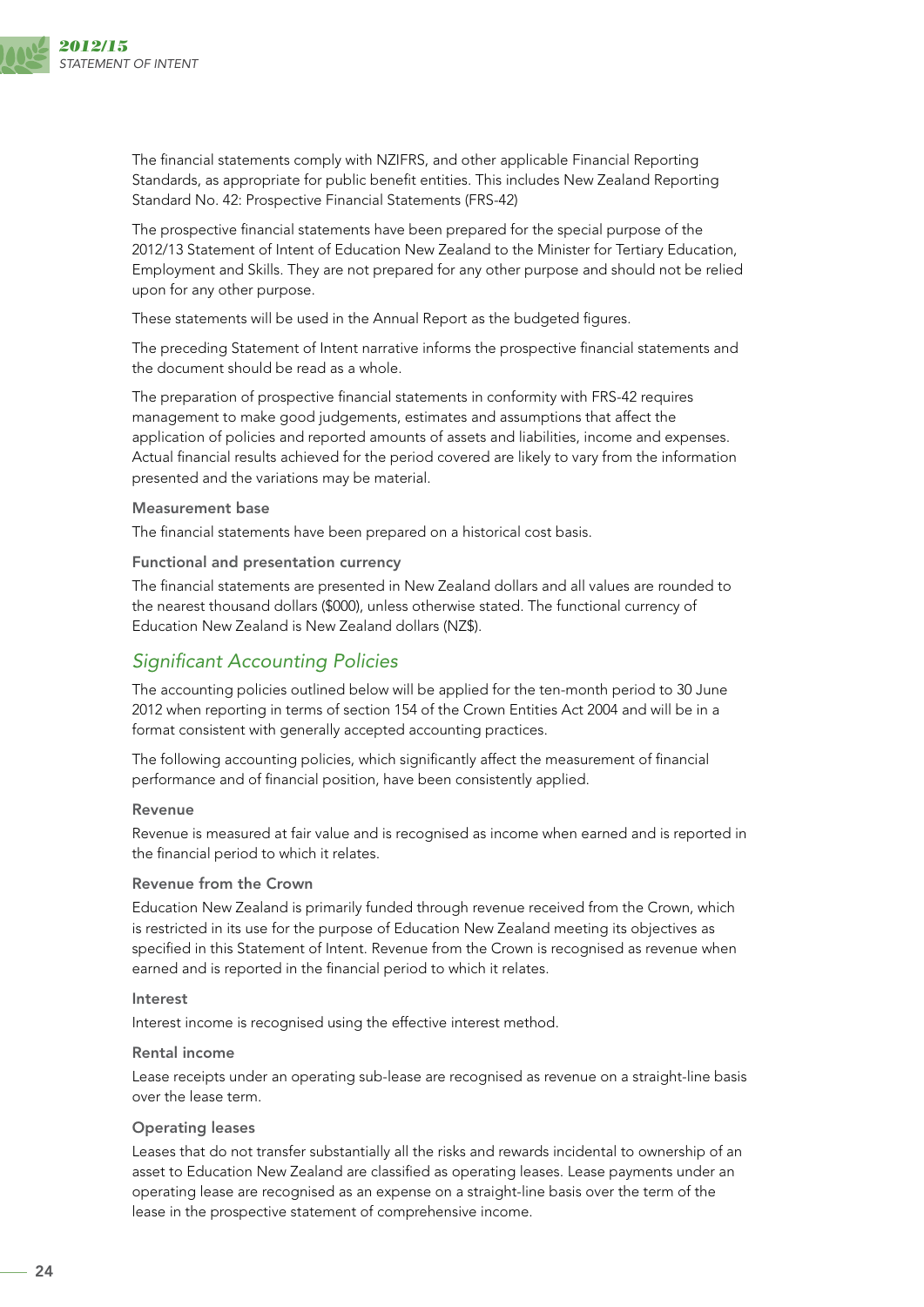The financial statements comply with NZIFRS, and other applicable Financial Reporting Standards, as appropriate for public benefit entities. This includes New Zealand Reporting Standard No. 42: Prospective Financial Statements (FRS-42)

The prospective financial statements have been prepared for the special purpose of the 2012/13 Statement of Intent of Education New Zealand to the Minister for Tertiary Education, Employment and Skills. They are not prepared for any other purpose and should not be relied upon for any other purpose.

These statements will be used in the Annual Report as the budgeted figures.

The preceding Statement of Intent narrative informs the prospective financial statements and the document should be read as a whole.

The preparation of prospective financial statements in conformity with FRS-42 requires management to make good judgements, estimates and assumptions that affect the application of policies and reported amounts of assets and liabilities, income and expenses. Actual financial results achieved for the period covered are likely to vary from the information presented and the variations may be material.

### Measurement base

The financial statements have been prepared on a historical cost basis.

### Functional and presentation currency

The financial statements are presented in New Zealand dollars and all values are rounded to the nearest thousand dollars ($000), unless otherwise stated. The functional currency of Education New Zealand is New Zealand dollars (NZ$).

## *Significant Accounting Policies*

The accounting policies outlined below will be applied for the ten-month period to 30 June 2012 when reporting in terms of section 154 of the Crown Entities Act 2004 and will be in a format consistent with generally accepted accounting practices.

The following accounting policies, which significantly affect the measurement of financial performance and of financial position, have been consistently applied.

### Revenue

Revenue is measured at fair value and is recognised as income when earned and is reported in the financial period to which it relates.

### Revenue from the Crown

Education New Zealand is primarily funded through revenue received from the Crown, which is restricted in its use for the purpose of Education New Zealand meeting its objectives as specified in this Statement of Intent. Revenue from the Crown is recognised as revenue when earned and is reported in the financial period to which it relates.

### Interest

Interest income is recognised using the effective interest method.

### Rental income

Lease receipts under an operating sub-lease are recognised as revenue on a straight-line basis over the lease term.

### Operating leases

Leases that do not transfer substantially all the risks and rewards incidental to ownership of an asset to Education New Zealand are classified as operating leases. Lease payments under an operating lease are recognised as an expense on a straight-line basis over the term of the lease in the prospective statement of comprehensive income.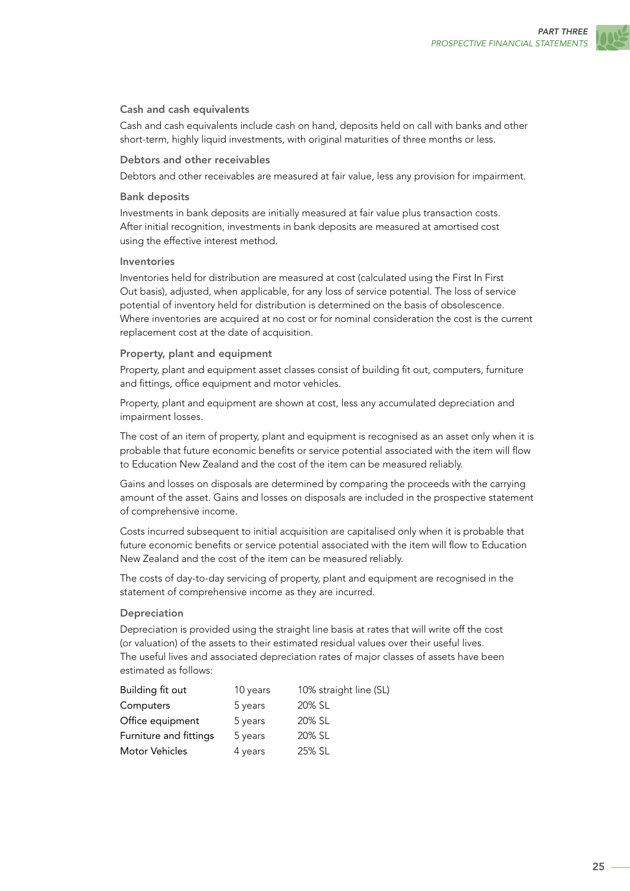### Cash and cash equivalents

Cash and cash equivalents include cash on hand, deposits held on call with banks and other short-term, highly liquid investments, with original maturities of three months or less.

### Debtors and other receivables

Debtors and other receivables are measured at fair value, less any provision for impairment.

### Bank deposits

Investments in bank deposits are initially measured at fair value plus transaction costs. After initial recognition, investments in bank deposits are measured at amortised cost using the effective interest method.

### Inventories

Inventories held for distribution are measured at cost (calculated using the First In First Out basis), adjusted, when applicable, for any loss of service potential. The loss of service potential of inventory held for distribution is determined on the basis of obsolescence. Where inventories are acquired at no cost or for nominal consideration the cost is the current replacement cost at the date of acquisition.

### Property, plant and equipment

Property, plant and equipment asset classes consist of building fit out, computers, furniture and fittings, office equipment and motor vehicles.

Property, plant and equipment are shown at cost, less any accumulated depreciation and impairment losses.

The cost of an item of property, plant and equipment is recognised as an asset only when it is probable that future economic benefits or service potential associated with the item will flow to Education New Zealand and the cost of the item can be measured reliably.

Gains and losses on disposals are determined by comparing the proceeds with the carrying amount of the asset. Gains and losses on disposals are included in the prospective statement of comprehensive income.

Costs incurred subsequent to initial acquisition are capitalised only when it is probable that future economic benefits or service potential associated with the item will flow to Education New Zealand and the cost of the item can be measured reliably.

The costs of day-to-day servicing of property, plant and equipment are recognised in the statement of comprehensive income as they are incurred.

### Depreciation

Depreciation is provided using the straight line basis at rates that will write off the cost (or valuation) of the assets to their estimated residual values over their useful lives. The useful lives and associated depreciation rates of major classes of assets have been estimated as follows:

| | | |
|---|---|---|
| Building fit out | 10 years | 10% straight line (SL) |
| Computers | 5 years | 20% SL |
| Office equipment | 5 years | 20% SL |
| Furniture and fittings | 5 years | 20% SL |
| Motor Vehicles | 4 years | 25% SL |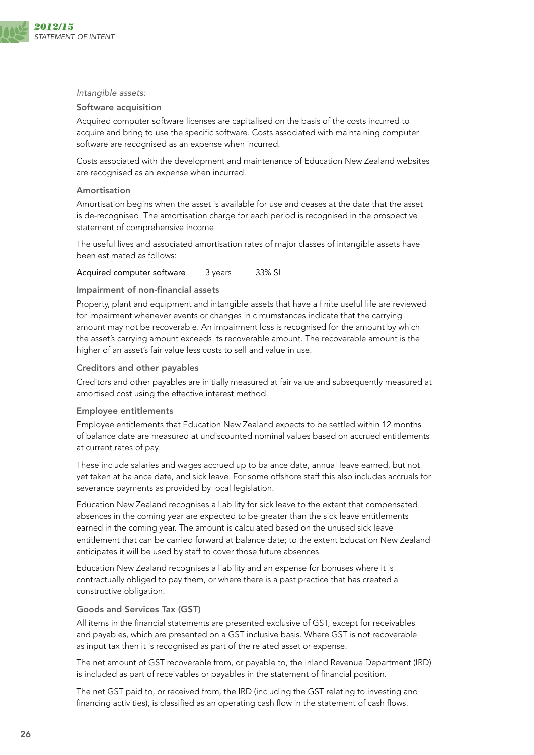*Intangible assets:*

### Software acquisition

Acquired computer software licenses are capitalised on the basis of the costs incurred to acquire and bring to use the specific software. Costs associated with maintaining computer software are recognised as an expense when incurred.

Costs associated with the development and maintenance of Education New Zealand websites are recognised as an expense when incurred.

### Amortisation

Amortisation begins when the asset is available for use and ceases at the date that the asset is de-recognised. The amortisation charge for each period is recognised in the prospective statement of comprehensive income.

The useful lives and associated amortisation rates of major classes of intangible assets have been estimated as follows:

| | | |
|---|---|---|
| Acquired computer software | 3 years | 33% SL |

### Impairment of non-financial assets

Property, plant and equipment and intangible assets that have a finite useful life are reviewed for impairment whenever events or changes in circumstances indicate that the carrying amount may not be recoverable. An impairment loss is recognised for the amount by which the asset's carrying amount exceeds its recoverable amount. The recoverable amount is the higher of an asset's fair value less costs to sell and value in use.

### Creditors and other payables

Creditors and other payables are initially measured at fair value and subsequently measured at amortised cost using the effective interest method.

### Employee entitlements

Employee entitlements that Education New Zealand expects to be settled within 12 months of balance date are measured at undiscounted nominal values based on accrued entitlements at current rates of pay.

These include salaries and wages accrued up to balance date, annual leave earned, but not yet taken at balance date, and sick leave. For some offshore staff this also includes accruals for severance payments as provided by local legislation.

Education New Zealand recognises a liability for sick leave to the extent that compensated absences in the coming year are expected to be greater than the sick leave entitlements earned in the coming year. The amount is calculated based on the unused sick leave entitlement that can be carried forward at balance date; to the extent Education New Zealand anticipates it will be used by staff to cover those future absences.

Education New Zealand recognises a liability and an expense for bonuses where it is contractually obliged to pay them, or where there is a past practice that has created a constructive obligation.

### Goods and Services Tax (GST)

All items in the financial statements are presented exclusive of GST, except for receivables and payables, which are presented on a GST inclusive basis. Where GST is not recoverable as input tax then it is recognised as part of the related asset or expense.

The net amount of GST recoverable from, or payable to, the Inland Revenue Department (IRD) is included as part of receivables or payables in the statement of financial position.

The net GST paid to, or received from, the IRD (including the GST relating to investing and financing activities), is classified as an operating cash flow in the statement of cash flows.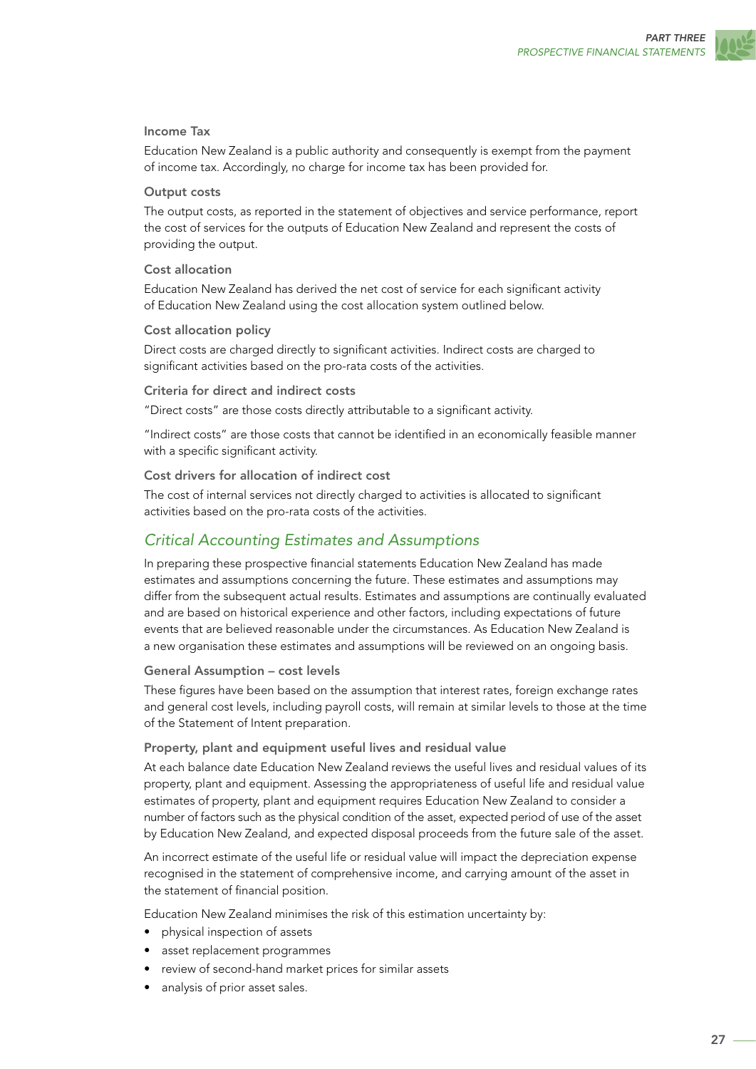### Income Tax

Education New Zealand is a public authority and consequently is exempt from the payment of income tax. Accordingly, no charge for income tax has been provided for.

### Output costs

The output costs, as reported in the statement of objectives and service performance, report the cost of services for the outputs of Education New Zealand and represent the costs of providing the output.

### Cost allocation

Education New Zealand has derived the net cost of service for each significant activity of Education New Zealand using the cost allocation system outlined below.

### Cost allocation policy

Direct costs are charged directly to significant activities. Indirect costs are charged to significant activities based on the pro-rata costs of the activities.

### Criteria for direct and indirect costs

"Direct costs" are those costs directly attributable to a significant activity.

"Indirect costs" are those costs that cannot be identified in an economically feasible manner with a specific significant activity.

### Cost drivers for allocation of indirect cost

The cost of internal services not directly charged to activities is allocated to significant activities based on the pro-rata costs of the activities.

## *Critical Accounting Estimates and Assumptions*

In preparing these prospective financial statements Education New Zealand has made estimates and assumptions concerning the future. These estimates and assumptions may differ from the subsequent actual results. Estimates and assumptions are continually evaluated and are based on historical experience and other factors, including expectations of future events that are believed reasonable under the circumstances. As Education New Zealand is a new organisation these estimates and assumptions will be reviewed on an ongoing basis.

### General Assumption – cost levels

These figures have been based on the assumption that interest rates, foreign exchange rates and general cost levels, including payroll costs, will remain at similar levels to those at the time of the Statement of Intent preparation.

### Property, plant and equipment useful lives and residual value

At each balance date Education New Zealand reviews the useful lives and residual values of its property, plant and equipment. Assessing the appropriateness of useful life and residual value estimates of property, plant and equipment requires Education New Zealand to consider a number of factors such as the physical condition of the asset, expected period of use of the asset by Education New Zealand, and expected disposal proceeds from the future sale of the asset.

An incorrect estimate of the useful life or residual value will impact the depreciation expense recognised in the statement of comprehensive income, and carrying amount of the asset in the statement of financial position.

Education New Zealand minimises the risk of this estimation uncertainty by:

- physical inspection of assets
- asset replacement programmes
- review of second-hand market prices for similar assets
- analysis of prior asset sales.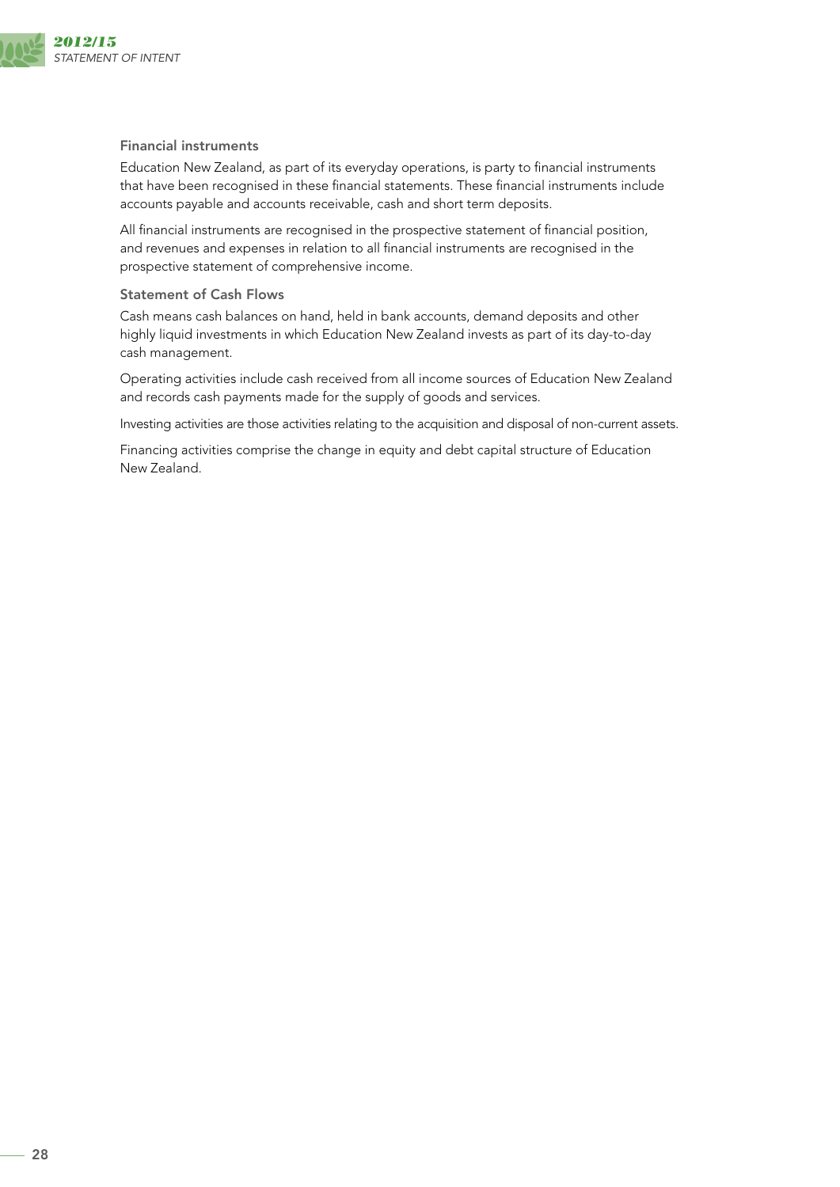### Financial instruments

Education New Zealand, as part of its everyday operations, is party to financial instruments that have been recognised in these financial statements. These financial instruments include accounts payable and accounts receivable, cash and short term deposits.

All financial instruments are recognised in the prospective statement of financial position, and revenues and expenses in relation to all financial instruments are recognised in the prospective statement of comprehensive income.

### Statement of Cash Flows

Cash means cash balances on hand, held in bank accounts, demand deposits and other highly liquid investments in which Education New Zealand invests as part of its day-to-day cash management.

Operating activities include cash received from all income sources of Education New Zealand and records cash payments made for the supply of goods and services.

Investing activities are those activities relating to the acquisition and disposal of non-current assets.

Financing activities comprise the change in equity and debt capital structure of Education New Zealand.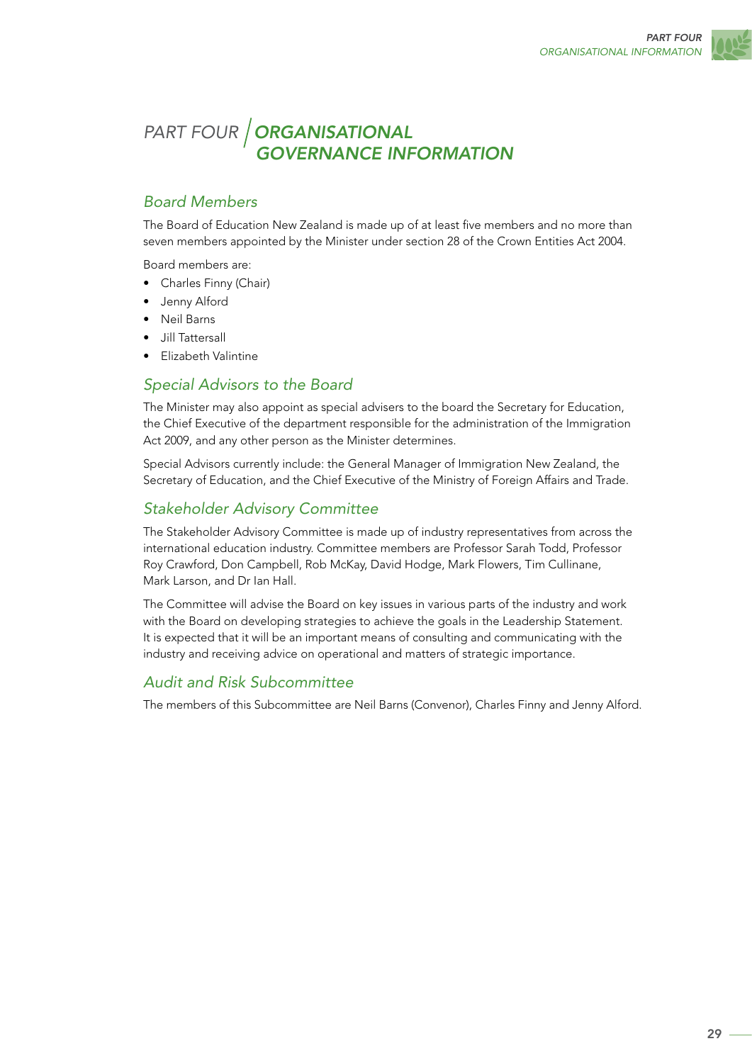# PART FOUR | ORGANISATIONAL GOVERNANCE INFORMATION

## Board Members

The Board of Education New Zealand is made up of at least five members and no more than seven members appointed by the Minister under section 28 of the Crown Entities Act 2004.

Board members are:

- Charles Finny (Chair)
- Jenny Alford
- Neil Barns
- Jill Tattersall
- Elizabeth Valintine

## Special Advisors to the Board

The Minister may also appoint as special advisers to the board the Secretary for Education, the Chief Executive of the department responsible for the administration of the Immigration Act 2009, and any other person as the Minister determines.

Special Advisors currently include: the General Manager of Immigration New Zealand, the Secretary of Education, and the Chief Executive of the Ministry of Foreign Affairs and Trade.

## Stakeholder Advisory Committee

The Stakeholder Advisory Committee is made up of industry representatives from across the international education industry. Committee members are Professor Sarah Todd, Professor Roy Crawford, Don Campbell, Rob McKay, David Hodge, Mark Flowers, Tim Cullinane, Mark Larson, and Dr Ian Hall.

The Committee will advise the Board on key issues in various parts of the industry and work with the Board on developing strategies to achieve the goals in the Leadership Statement. It is expected that it will be an important means of consulting and communicating with the industry and receiving advice on operational and matters of strategic importance.

## Audit and Risk Subcommittee

The members of this Subcommittee are Neil Barns (Convenor), Charles Finny and Jenny Alford.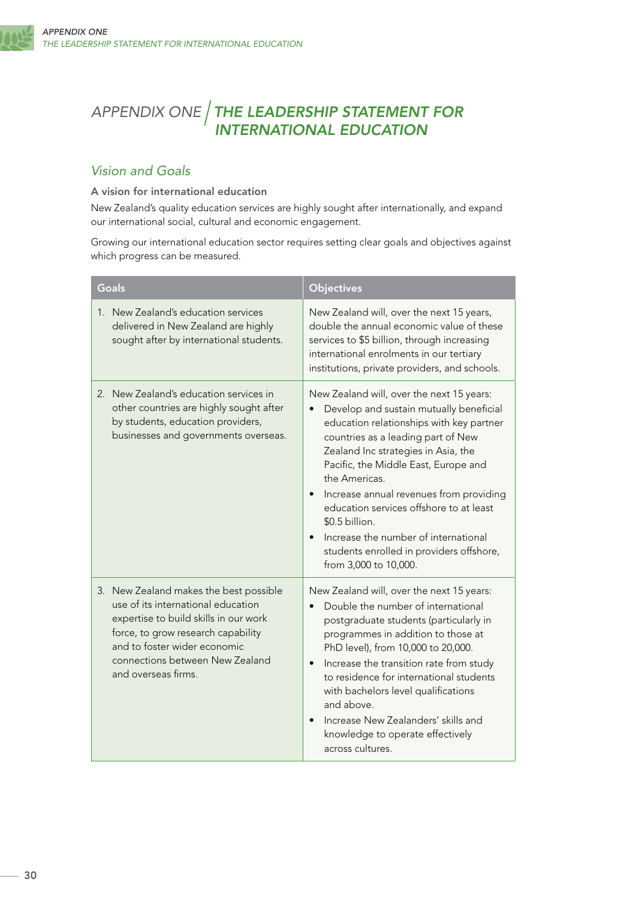# APPENDIX ONE | THE LEADERSHIP STATEMENT FOR INTERNATIONAL EDUCATION

## Vision and Goals

**A vision for international education**

New Zealand's quality education services are highly sought after internationally, and expand our international social, cultural and economic engagement.

Growing our international education sector requires setting clear goals and objectives against which progress can be measured.

| Goals | Objectives |
|---|---|
| 1. New Zealand's education services delivered in New Zealand are highly sought after by international students. | New Zealand will, over the next 15 years, double the annual economic value of these services to $5 billion, through increasing international enrolments in our tertiary institutions, private providers, and schools. |
| 2. New Zealand's education services in other countries are highly sought after by students, education providers, businesses and governments overseas. | New Zealand will, over the next 15 years:<br>• Develop and sustain mutually beneficial education relationships with key partner countries as a leading part of New Zealand Inc strategies in Asia, the Pacific, the Middle East, Europe and the Americas.<br>• Increase annual revenues from providing education services offshore to at least $0.5 billion.<br>• Increase the number of international students enrolled in providers offshore, from 3,000 to 10,000. |
| 3. New Zealand makes the best possible use of its international education expertise to build skills in our work force, to grow research capability and to foster wider economic connections between New Zealand and overseas firms. | New Zealand will, over the next 15 years:<br>• Double the number of international postgraduate students (particularly in programmes in addition to those at PhD level), from 10,000 to 20,000.<br>• Increase the transition rate from study to residence for international students with bachelors level qualifications and above.<br>• Increase New Zealanders' skills and knowledge to operate effectively across cultures. |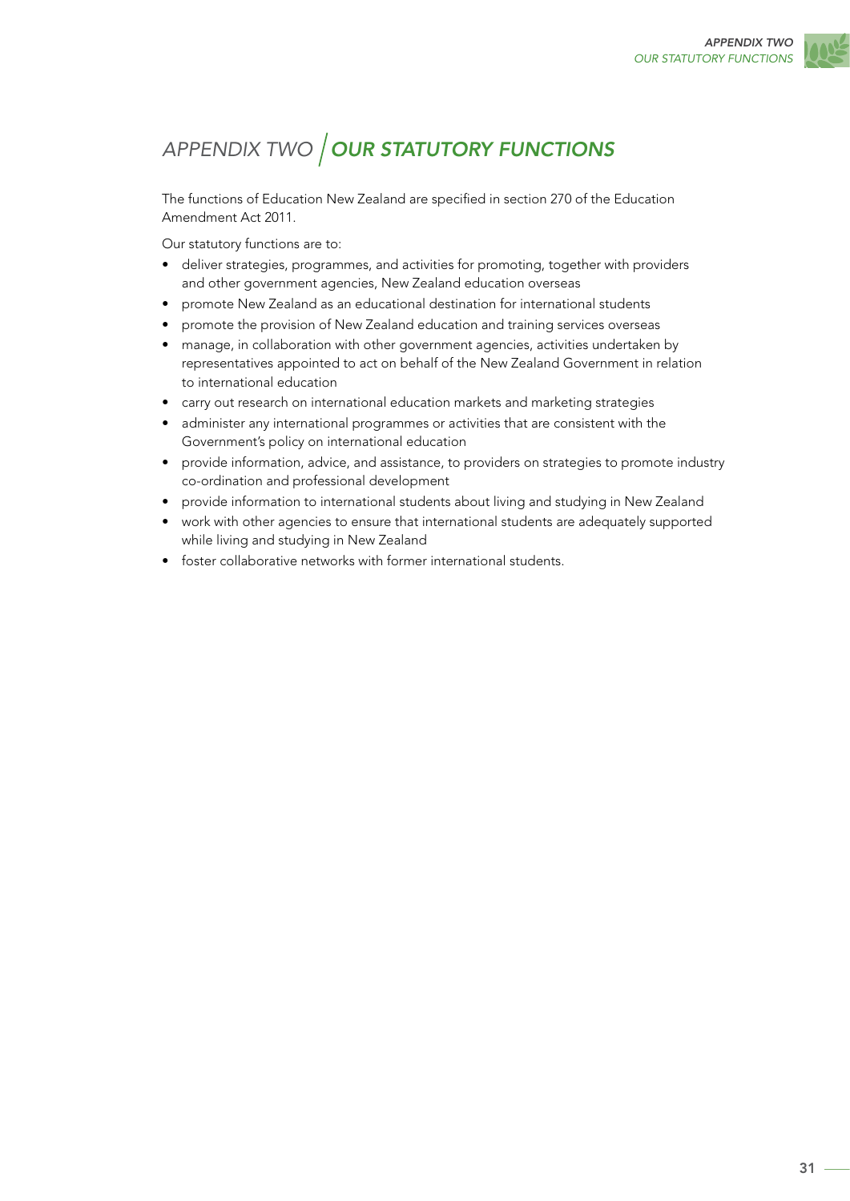# APPENDIX TWO / *OUR STATUTORY FUNCTIONS*

The functions of Education New Zealand are specified in section 270 of the Education Amendment Act 2011.

Our statutory functions are to:

- deliver strategies, programmes, and activities for promoting, together with providers and other government agencies, New Zealand education overseas
- promote New Zealand as an educational destination for international students
- promote the provision of New Zealand education and training services overseas
- manage, in collaboration with other government agencies, activities undertaken by representatives appointed to act on behalf of the New Zealand Government in relation to international education
- carry out research on international education markets and marketing strategies
- administer any international programmes or activities that are consistent with the Government's policy on international education
- provide information, advice, and assistance, to providers on strategies to promote industry co-ordination and professional development
- provide information to international students about living and studying in New Zealand
- work with other agencies to ensure that international students are adequately supported while living and studying in New Zealand
- foster collaborative networks with former international students.